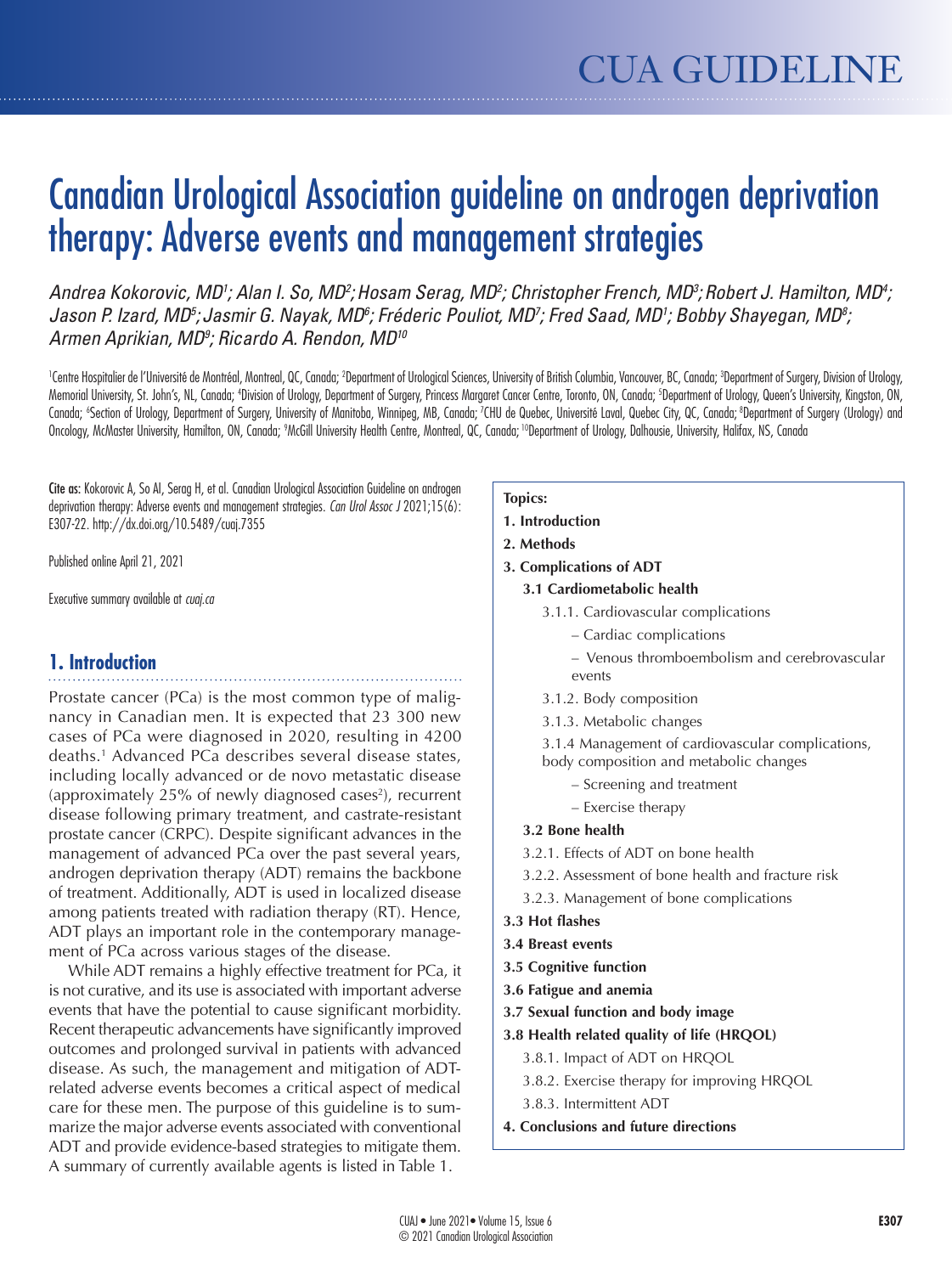# Canadian Urological Association guideline on androgen deprivation therapy: Adverse events and management strategies

*Andrea Kokorovic, MD[1]; Alan I. So, MD[2]; Hosam Serag, MD[2]; Christopher French, MD[3]; Robert J. Hamilton, MD[4]; Jason P. Izard, MD[5]; Jasmir G. Nayak, MD[6]; Fréderic Pouliot, MD[7]; Fred Saad, MD[1]; Bobby Shayegan, MD[8]; Armen Aprikian, MD[9]; Ricardo A. Rendon, MD[10]*

[1]Centre Hospitalier de l'Université de Montréal, Montreal, QC, Canada; [2]Department of Urological Sciences, University of British Columbia, Vancouver, BC, Canada; [3]Department of Surgery, Division of Urology, Memorial University, St. John's, NL, Canada; [4]Division of Urology, Department of Surgery, Princess Margaret Cancer Centre, Toronto, ON, Canada; [5]Department of Urology, Queen's University, Kingston, ON, Canada; [6]Section of Urology, Department of Surgery, University of Manitoba, Winnipeg, MB, Canada; [7]CHU de Quebec, Université Laval, Quebec City, QC, Canada; [8]Department of Surgery (Urology) and Oncology, McMaster University, Hamilton, ON, Canada; [9]McGill University Health Centre, Montreal, QC, Canada; [10]Department of Urology, Dalhousie, University, Halifax, NS, Canada

Cite as: Kokorovic A, So AI, Serag H, et al. Canadian Urological Association Guideline on androgen deprivation therapy: Adverse events and management strategies. *Can Urol Assoc J* 2021;15(6): E307-22. http://dx.doi.org/10.5489/cuaj.7355

Published online April 21, 2021

Executive summary available at *cuaj.ca*

## 1. Introduction

Prostate cancer (PCa) is the most common type of malignancy in Canadian men. It is expected that 23 300 new cases of PCa were diagnosed in 2020, resulting in 4200 deaths.[1] Advanced PCa describes several disease states, including locally advanced or de novo metastatic disease (approximately 25% of newly diagnosed cases[2]), recurrent disease following primary treatment, and castrate-resistant prostate cancer (CRPC). Despite significant advances in the management of advanced PCa over the past several years, androgen deprivation therapy (ADT) remains the backbone of treatment. Additionally, ADT is used in localized disease among patients treated with radiation therapy (RT). Hence, ADT plays an important role in the contemporary management of PCa across various stages of the disease.

While ADT remains a highly effective treatment for PCa, it is not curative, and its use is associated with important adverse events that have the potential to cause significant morbidity. Recent therapeutic advancements have significantly improved outcomes and prolonged survival in patients with advanced disease. As such, the management and mitigation of ADT-related adverse events becomes a critical aspect of medical care for these men. The purpose of this guideline is to summarize the major adverse events associated with conventional ADT and provide evidence-based strategies to mitigate them. A summary of currently available agents is listed in Table 1.

**Topics:**

**1. Introduction**

**2. Methods**

**3. Complications of ADT**

**3.1 Cardiometabolic health**

- 3.1.1. Cardiovascular complications
  - Cardiac complications
  - Venous thromboembolism and cerebrovascular events
- 3.1.2. Body composition
- 3.1.3. Metabolic changes
- 3.1.4 Management of cardiovascular complications, body composition and metabolic changes
  - Screening and treatment
  - Exercise therapy

**3.2 Bone health**

- 3.2.1. Effects of ADT on bone health
- 3.2.2. Assessment of bone health and fracture risk
- 3.2.3. Management of bone complications

**3.3 Hot flashes**

**3.4 Breast events**

**3.5 Cognitive function**

**3.6 Fatigue and anemia**

**3.7 Sexual function and body image**

**3.8 Health related quality of life (HRQOL)**

- 3.8.1. Impact of ADT on HRQOL
- 3.8.2. Exercise therapy for improving HRQOL
- 3.8.3. Intermittent ADT

**4. Conclusions and future directions**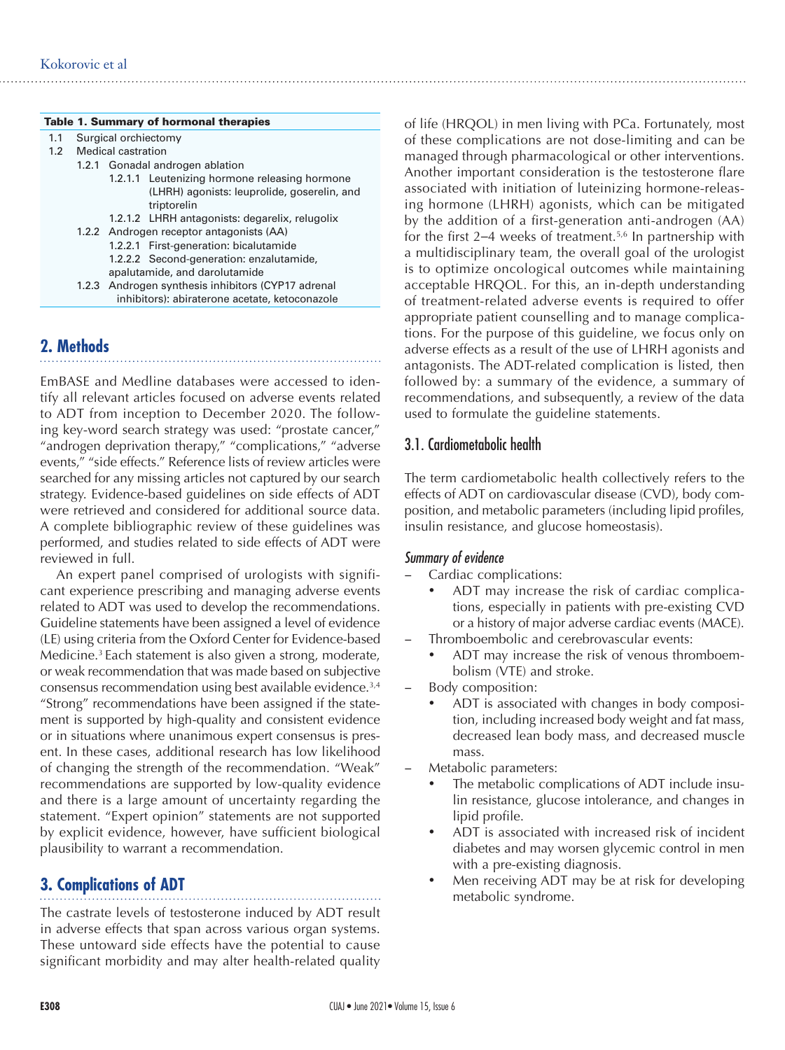**Table 1. Summary of hormonal therapies**

- 1.1 Surgical orchiectomy
- 1.2 Medical castration
  - 1.2.1 Gonadal androgen ablation
    - 1.2.1.1 Leutenizing hormone releasing hormone (LHRH) agonists: leuprolide, goserelin, and triptorelin
    - 1.2.1.2 LHRH antagonists: degarelix, relugolix
  - 1.2.2 Androgen receptor antagonists (AA)
    - 1.2.2.1 First-generation: bicalutamide
    - 1.2.2.2 Second-generation: enzalutamide, apalutamide, and darolutamide
  - 1.2.3 Androgen synthesis inhibitors (CYP17 adrenal inhibitors): abiraterone acetate, ketoconazole

## 2. Methods

EmBASE and Medline databases were accessed to identify all relevant articles focused on adverse events related to ADT from inception to December 2020. The following key-word search strategy was used: "prostate cancer," "androgen deprivation therapy," "complications," "adverse events," "side effects." Reference lists of review articles were searched for any missing articles not captured by our search strategy. Evidence-based guidelines on side effects of ADT were retrieved and considered for additional source data. A complete bibliographic review of these guidelines was performed, and studies related to side effects of ADT were reviewed in full.

An expert panel comprised of urologists with significant experience prescribing and managing adverse events related to ADT was used to develop the recommendations. Guideline statements have been assigned a level of evidence (LE) using criteria from the Oxford Center for Evidence-based Medicine.[3] Each statement is also given a strong, moderate, or weak recommendation that was made based on subjective consensus recommendation using best available evidence.[3,4] "Strong" recommendations have been assigned if the statement is supported by high-quality and consistent evidence or in situations where unanimous expert consensus is present. In these cases, additional research has low likelihood of changing the strength of the recommendation. "Weak" recommendations are supported by low-quality evidence and there is a large amount of uncertainty regarding the statement. "Expert opinion" statements are not supported by explicit evidence, however, have sufficient biological plausibility to warrant a recommendation.

## 3. Complications of ADT

The castrate levels of testosterone induced by ADT result in adverse effects that span across various organ systems. These untoward side effects have the potential to cause significant morbidity and may alter health-related quality of life (HRQOL) in men living with PCa. Fortunately, most of these complications are not dose-limiting and can be managed through pharmacological or other interventions. Another important consideration is the testosterone flare associated with initiation of luteinizing hormone-releasing hormone (LHRH) agonists, which can be mitigated by the addition of a first-generation anti-androgen (AA) for the first 2–4 weeks of treatment.[5,6] In partnership with a multidisciplinary team, the overall goal of the urologist is to optimize oncological outcomes while maintaining acceptable HRQOL. For this, an in-depth understanding of treatment-related adverse events is required to offer appropriate patient counselling and to manage complications. For the purpose of this guideline, we focus only on adverse effects as a result of the use of LHRH agonists and antagonists. The ADT-related complication is listed, then followed by: a summary of the evidence, a summary of recommendations, and subsequently, a review of the data used to formulate the guideline statements.

### 3.1. Cardiometabolic health

The term cardiometabolic health collectively refers to the effects of ADT on cardiovascular disease (CVD), body composition, and metabolic parameters (including lipid profiles, insulin resistance, and glucose homeostasis).

#### *Summary of evidence*

- Cardiac complications:
  - ADT may increase the risk of cardiac complications, especially in patients with pre-existing CVD or a history of major adverse cardiac events (MACE).
- Thromboembolic and cerebrovascular events:
  - ADT may increase the risk of venous thromboembolism (VTE) and stroke.
- Body composition:
  - ADT is associated with changes in body composition, including increased body weight and fat mass, decreased lean body mass, and decreased muscle mass.
- Metabolic parameters:
  - The metabolic complications of ADT include insulin resistance, glucose intolerance, and changes in lipid profile.
  - ADT is associated with increased risk of incident diabetes and may worsen glycemic control in men with a pre-existing diagnosis.
  - Men receiving ADT may be at risk for developing metabolic syndrome.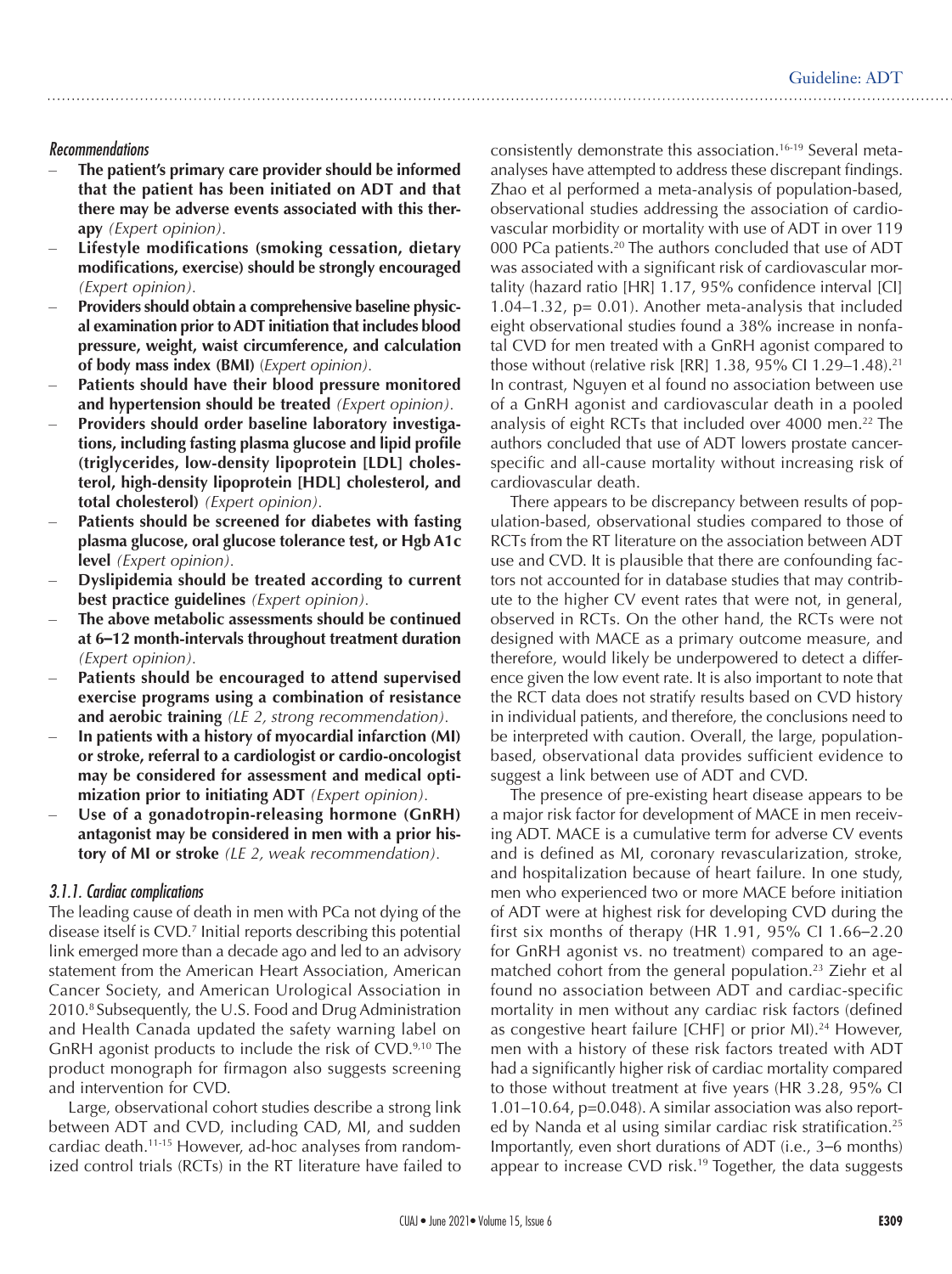### *Recommendations*

- **The patient's primary care provider should be informed that the patient has been initiated on ADT and that there may be adverse events associated with this therapy** *(Expert opinion).*
- **Lifestyle modifications (smoking cessation, dietary modifications, exercise) should be strongly encouraged** *(Expert opinion).*
- **Providers should obtain a comprehensive baseline physical examination prior to ADT initiation that includes blood pressure, weight, waist circumference, and calculation of body mass index (BMI)** *(Expert opinion).*
- **Patients should have their blood pressure monitored and hypertension should be treated** *(Expert opinion).*
- **Providers should order baseline laboratory investigations, including fasting plasma glucose and lipid profile (triglycerides, low-density lipoprotein [LDL] cholesterol, high-density lipoprotein [HDL] cholesterol, and total cholesterol)** *(Expert opinion).*
- **Patients should be screened for diabetes with fasting plasma glucose, oral glucose tolerance test, or Hgb A1c level** *(Expert opinion).*
- **Dyslipidemia should be treated according to current best practice guidelines** *(Expert opinion).*
- **The above metabolic assessments should be continued at 6–12 month-intervals throughout treatment duration** *(Expert opinion).*
- **Patients should be encouraged to attend supervised exercise programs using a combination of resistance and aerobic training** *(LE 2, strong recommendation).*
- **In patients with a history of myocardial infarction (MI) or stroke, referral to a cardiologist or cardio-oncologist may be considered for assessment and medical optimization prior to initiating ADT** *(Expert opinion).*
- **Use of a gonadotropin-releasing hormone (GnRH) antagonist may be considered in men with a prior history of MI or stroke** *(LE 2, weak recommendation).*

### *3.1.1. Cardiac complications*

The leading cause of death in men with PCa not dying of the disease itself is CVD.[7] Initial reports describing this potential link emerged more than a decade ago and led to an advisory statement from the American Heart Association, American Cancer Society, and American Urological Association in 2010.[8] Subsequently, the U.S. Food and Drug Administration and Health Canada updated the safety warning label on GnRH agonist products to include the risk of CVD.[9,10] The product monograph for firmagon also suggests screening and intervention for CVD.

Large, observational cohort studies describe a strong link between ADT and CVD, including CAD, MI, and sudden cardiac death.[11-15] However, ad-hoc analyses from randomized control trials (RCTs) in the RT literature have failed to consistently demonstrate this association.[16-19] Several meta-analyses have attempted to address these discrepant findings. Zhao et al performed a meta-analysis of population-based, observational studies addressing the association of cardiovascular morbidity or mortality with use of ADT in over 119 000 PCa patients.[20] The authors concluded that use of ADT was associated with a significant risk of cardiovascular mortality (hazard ratio [HR] 1.17, 95% confidence interval [CI] 1.04–1.32, p= 0.01). Another meta-analysis that included eight observational studies found a 38% increase in nonfatal CVD for men treated with a GnRH agonist compared to those without (relative risk [RR] 1.38, 95% CI 1.29–1.48).[21] In contrast, Nguyen et al found no association between use of a GnRH agonist and cardiovascular death in a pooled analysis of eight RCTs that included over 4000 men.[22] The authors concluded that use of ADT lowers prostate cancer-specific and all-cause mortality without increasing risk of cardiovascular death.

There appears to be discrepancy between results of population-based, observational studies compared to those of RCTs from the RT literature on the association between ADT use and CVD. It is plausible that there are confounding factors not accounted for in database studies that may contribute to the higher CV event rates that were not, in general, observed in RCTs. On the other hand, the RCTs were not designed with MACE as a primary outcome measure, and therefore, would likely be underpowered to detect a difference given the low event rate. It is also important to note that the RCT data does not stratify results based on CVD history in individual patients, and therefore, the conclusions need to be interpreted with caution. Overall, the large, population-based, observational data provides sufficient evidence to suggest a link between use of ADT and CVD.

The presence of pre-existing heart disease appears to be a major risk factor for development of MACE in men receiving ADT. MACE is a cumulative term for adverse CV events and is defined as MI, coronary revascularization, stroke, and hospitalization because of heart failure. In one study, men who experienced two or more MACE before initiation of ADT were at highest risk for developing CVD during the first six months of therapy (HR 1.91, 95% CI 1.66–2.20 for GnRH agonist vs. no treatment) compared to an age-matched cohort from the general population.[23] Ziehr et al found no association between ADT and cardiac-specific mortality in men without any cardiac risk factors (defined as congestive heart failure [CHF] or prior MI).[24] However, men with a history of these risk factors treated with ADT had a significantly higher risk of cardiac mortality compared to those without treatment at five years (HR 3.28, 95% CI 1.01–10.64, p=0.048). A similar association was also reported by Nanda et al using similar cardiac risk stratification.[25] Importantly, even short durations of ADT (i.e., 3–6 months) appear to increase CVD risk.[19] Together, the data suggests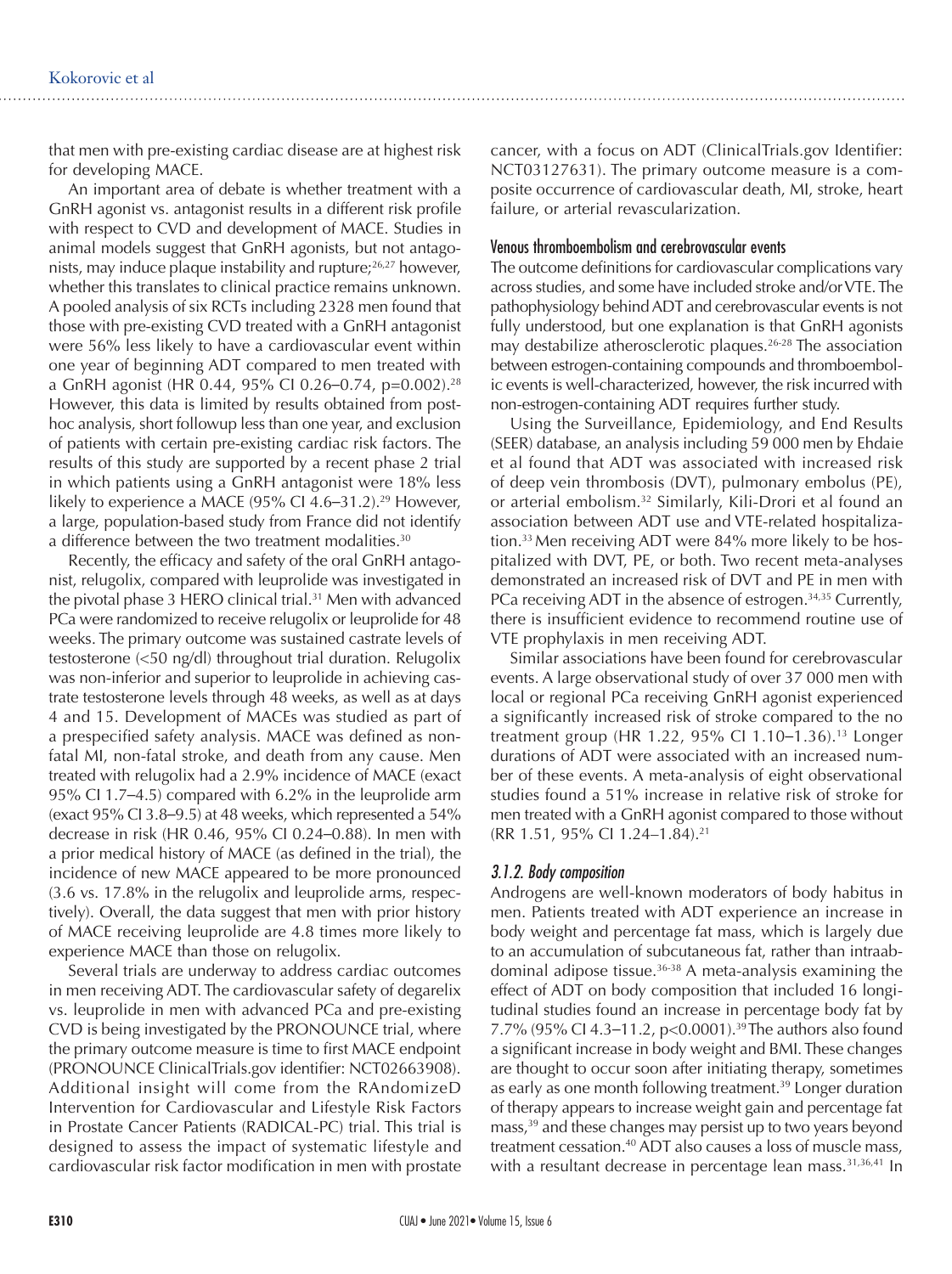that men with pre-existing cardiac disease are at highest risk for developing MACE.

An important area of debate is whether treatment with a GnRH agonist vs. antagonist results in a different risk profile with respect to CVD and development of MACE. Studies in animal models suggest that GnRH agonists, but not antagonists, may induce plaque instability and rupture;[26,27] however, whether this translates to clinical practice remains unknown. A pooled analysis of six RCTs including 2328 men found that those with pre-existing CVD treated with a GnRH antagonist were 56% less likely to have a cardiovascular event within one year of beginning ADT compared to men treated with a GnRH agonist (HR 0.44, 95% CI 0.26–0.74, p=0.002).[28] However, this data is limited by results obtained from post-hoc analysis, short followup less than one year, and exclusion of patients with certain pre-existing cardiac risk factors. The results of this study are supported by a recent phase 2 trial in which patients using a GnRH antagonist were 18% less likely to experience a MACE (95% CI 4.6–31.2).[29] However, a large, population-based study from France did not identify a difference between the two treatment modalities.[30]

Recently, the efficacy and safety of the oral GnRH antagonist, relugolix, compared with leuprolide was investigated in the pivotal phase 3 HERO clinical trial.[31] Men with advanced PCa were randomized to receive relugolix or leuprolide for 48 weeks. The primary outcome was sustained castrate levels of testosterone (<50 ng/dl) throughout trial duration. Relugolix was non-inferior and superior to leuprolide in achieving castrate testosterone levels through 48 weeks, as well as at days 4 and 15. Development of MACEs was studied as part of a prespecified safety analysis. MACE was defined as non-fatal MI, non-fatal stroke, and death from any cause. Men treated with relugolix had a 2.9% incidence of MACE (exact 95% CI 1.7–4.5) compared with 6.2% in the leuprolide arm (exact 95% CI 3.8–9.5) at 48 weeks, which represented a 54% decrease in risk (HR 0.46, 95% CI 0.24–0.88). In men with a prior medical history of MACE (as defined in the trial), the incidence of new MACE appeared to be more pronounced (3.6 vs. 17.8% in the relugolix and leuprolide arms, respectively). Overall, the data suggest that men with prior history of MACE receiving leuprolide are 4.8 times more likely to experience MACE than those on relugolix.

Several trials are underway to address cardiac outcomes in men receiving ADT. The cardiovascular safety of degarelix vs. leuprolide in men with advanced PCa and pre-existing CVD is being investigated by the PRONOUNCE trial, where the primary outcome measure is time to first MACE endpoint (PRONOUNCE ClinicalTrials.gov identifier: NCT02663908). Additional insight will come from the RAndomizeD Intervention for Cardiovascular and Lifestyle Risk Factors in Prostate Cancer Patients (RADICAL-PC) trial. This trial is designed to assess the impact of systematic lifestyle and cardiovascular risk factor modification in men with prostate cancer, with a focus on ADT (ClinicalTrials.gov Identifier: NCT03127631). The primary outcome measure is a composite occurrence of cardiovascular death, MI, stroke, heart failure, or arterial revascularization.

#### Venous thromboembolism and cerebrovascular events

The outcome definitions for cardiovascular complications vary across studies, and some have included stroke and/or VTE. The pathophysiology behind ADT and cerebrovascular events is not fully understood, but one explanation is that GnRH agonists may destabilize atherosclerotic plaques.[26-28] The association between estrogen-containing compounds and thromboembolic events is well-characterized, however, the risk incurred with non-estrogen-containing ADT requires further study.

Using the Surveillance, Epidemiology, and End Results (SEER) database, an analysis including 59 000 men by Ehdaie et al found that ADT was associated with increased risk of deep vein thrombosis (DVT), pulmonary embolus (PE), or arterial embolism.[32] Similarly, Kili-Drori et al found an association between ADT use and VTE-related hospitalization.[33] Men receiving ADT were 84% more likely to be hospitalized with DVT, PE, or both. Two recent meta-analyses demonstrated an increased risk of DVT and PE in men with PCa receiving ADT in the absence of estrogen.[34,35] Currently, there is insufficient evidence to recommend routine use of VTE prophylaxis in men receiving ADT.

Similar associations have been found for cerebrovascular events. A large observational study of over 37 000 men with local or regional PCa receiving GnRH agonist experienced a significantly increased risk of stroke compared to the no treatment group (HR 1.22, 95% CI 1.10–1.36).[13] Longer durations of ADT were associated with an increased number of these events. A meta-analysis of eight observational studies found a 51% increase in relative risk of stroke for men treated with a GnRH agonist compared to those without (RR 1.51, 95% CI 1.24–1.84).[21]

### *3.1.2. Body composition*

Androgens are well-known moderators of body habitus in men. Patients treated with ADT experience an increase in body weight and percentage fat mass, which is largely due to an accumulation of subcutaneous fat, rather than intraabdominal adipose tissue.[36-38] A meta-analysis examining the effect of ADT on body composition that included 16 longitudinal studies found an increase in percentage body fat by 7.7% (95% CI 4.3–11.2, p<0.0001).[39] The authors also found a significant increase in body weight and BMI. These changes are thought to occur soon after initiating therapy, sometimes as early as one month following treatment.[39] Longer duration of therapy appears to increase weight gain and percentage fat mass,[39] and these changes may persist up to two years beyond treatment cessation.[40] ADT also causes a loss of muscle mass, with a resultant decrease in percentage lean mass.[31,36,41] In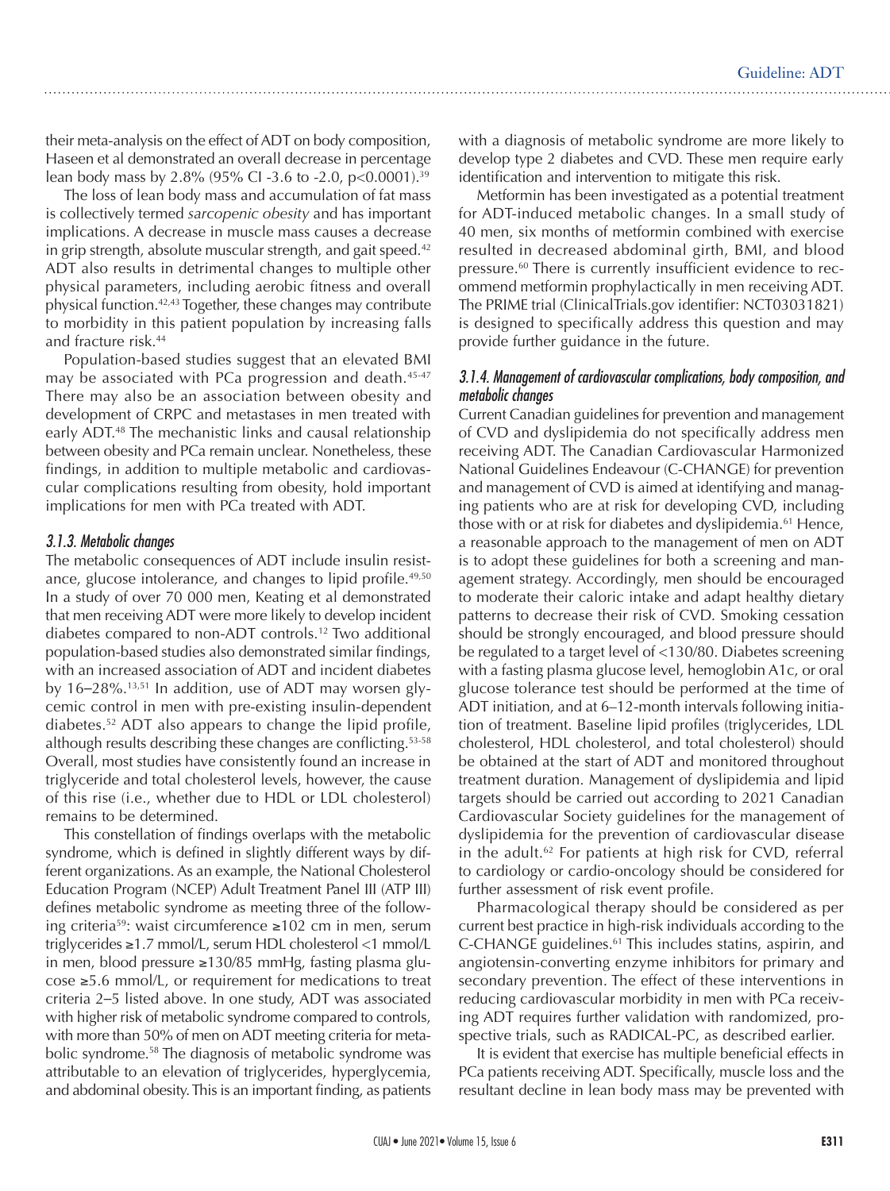their meta-analysis on the effect of ADT on body composition, Haseen et al demonstrated an overall decrease in percentage lean body mass by 2.8% (95% CI -3.6 to -2.0, p<0.0001).[39]

The loss of lean body mass and accumulation of fat mass is collectively termed *sarcopenic obesity* and has important implications. A decrease in muscle mass causes a decrease in grip strength, absolute muscular strength, and gait speed.[42] ADT also results in detrimental changes to multiple other physical parameters, including aerobic fitness and overall physical function.[42,43] Together, these changes may contribute to morbidity in this patient population by increasing falls and fracture risk.[44]

Population-based studies suggest that an elevated BMI may be associated with PCa progression and death.[45-47] There may also be an association between obesity and development of CRPC and metastases in men treated with early ADT.[48] The mechanistic links and causal relationship between obesity and PCa remain unclear. Nonetheless, these findings, in addition to multiple metabolic and cardiovascular complications resulting from obesity, hold important implications for men with PCa treated with ADT.

### *3.1.3. Metabolic changes*

The metabolic consequences of ADT include insulin resistance, glucose intolerance, and changes to lipid profile.[49,50] In a study of over 70 000 men, Keating et al demonstrated that men receiving ADT were more likely to develop incident diabetes compared to non-ADT controls.[12] Two additional population-based studies also demonstrated similar findings, with an increased association of ADT and incident diabetes by 16–28%.[13,51] In addition, use of ADT may worsen glycemic control in men with pre-existing insulin-dependent diabetes.[52] ADT also appears to change the lipid profile, although results describing these changes are conflicting.[53-58] Overall, most studies have consistently found an increase in triglyceride and total cholesterol levels, however, the cause of this rise (i.e., whether due to HDL or LDL cholesterol) remains to be determined.

This constellation of findings overlaps with the metabolic syndrome, which is defined in slightly different ways by different organizations. As an example, the National Cholesterol Education Program (NCEP) Adult Treatment Panel III (ATP III) defines metabolic syndrome as meeting three of the following criteria[59]: waist circumference ≥102 cm in men, serum triglycerides ≥1.7 mmol/L, serum HDL cholesterol <1 mmol/L in men, blood pressure ≥130/85 mmHg, fasting plasma glucose ≥5.6 mmol/L, or requirement for medications to treat criteria 2–5 listed above. In one study, ADT was associated with higher risk of metabolic syndrome compared to controls, with more than 50% of men on ADT meeting criteria for metabolic syndrome.[58] The diagnosis of metabolic syndrome was attributable to an elevation of triglycerides, hyperglycemia, and abdominal obesity. This is an important finding, as patients with a diagnosis of metabolic syndrome are more likely to develop type 2 diabetes and CVD. These men require early identification and intervention to mitigate this risk.

Metformin has been investigated as a potential treatment for ADT-induced metabolic changes. In a small study of 40 men, six months of metformin combined with exercise resulted in decreased abdominal girth, BMI, and blood pressure.[60] There is currently insufficient evidence to recommend metformin prophylactically in men receiving ADT. The PRIME trial (ClinicalTrials.gov identifier: NCT03031821) is designed to specifically address this question and may provide further guidance in the future.

### *3.1.4. Management of cardiovascular complications, body composition, and metabolic changes*

Current Canadian guidelines for prevention and management of CVD and dyslipidemia do not specifically address men receiving ADT. The Canadian Cardiovascular Harmonized National Guidelines Endeavour (C-CHANGE) for prevention and management of CVD is aimed at identifying and managing patients who are at risk for developing CVD, including those with or at risk for diabetes and dyslipidemia.[61] Hence, a reasonable approach to the management of men on ADT is to adopt these guidelines for both a screening and management strategy. Accordingly, men should be encouraged to moderate their caloric intake and adapt healthy dietary patterns to decrease their risk of CVD. Smoking cessation should be strongly encouraged, and blood pressure should be regulated to a target level of <130/80. Diabetes screening with a fasting plasma glucose level, hemoglobin A1c, or oral glucose tolerance test should be performed at the time of ADT initiation, and at 6–12-month intervals following initiation of treatment. Baseline lipid profiles (triglycerides, LDL cholesterol, HDL cholesterol, and total cholesterol) should be obtained at the start of ADT and monitored throughout treatment duration. Management of dyslipidemia and lipid targets should be carried out according to 2021 Canadian Cardiovascular Society guidelines for the management of dyslipidemia for the prevention of cardiovascular disease in the adult.[62] For patients at high risk for CVD, referral to cardiology or cardio-oncology should be considered for further assessment of risk event profile.

Pharmacological therapy should be considered as per current best practice in high-risk individuals according to the C-CHANGE guidelines.[61] This includes statins, aspirin, and angiotensin-converting enzyme inhibitors for primary and secondary prevention. The effect of these interventions in reducing cardiovascular morbidity in men with PCa receiving ADT requires further validation with randomized, prospective trials, such as RADICAL-PC, as described earlier.

It is evident that exercise has multiple beneficial effects in PCa patients receiving ADT. Specifically, muscle loss and the resultant decline in lean body mass may be prevented with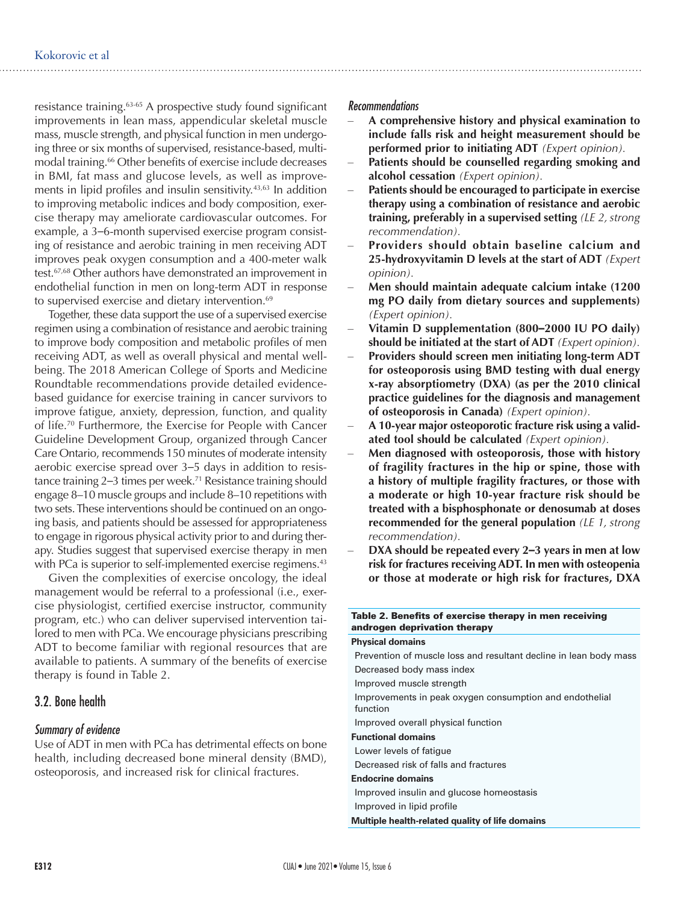resistance training.[63-65] A prospective study found significant improvements in lean mass, appendicular skeletal muscle mass, muscle strength, and physical function in men undergoing three or six months of supervised, resistance-based, multimodal training.[66] Other benefits of exercise include decreases in BMI, fat mass and glucose levels, as well as improvements in lipid profiles and insulin sensitivity.[43,63] In addition to improving metabolic indices and body composition, exercise therapy may ameliorate cardiovascular outcomes. For example, a 3–6-month supervised exercise program consisting of resistance and aerobic training in men receiving ADT improves peak oxygen consumption and a 400-meter walk test.[67,68] Other authors have demonstrated an improvement in endothelial function in men on long-term ADT in response to supervised exercise and dietary intervention.[69]

Together, these data support the use of a supervised exercise regimen using a combination of resistance and aerobic training to improve body composition and metabolic profiles of men receiving ADT, as well as overall physical and mental well-being. The 2018 American College of Sports and Medicine Roundtable recommendations provide detailed evidence-based guidance for exercise training in cancer survivors to improve fatigue, anxiety, depression, function, and quality of life.[70] Furthermore, the Exercise for People with Cancer Guideline Development Group, organized through Cancer Care Ontario, recommends 150 minutes of moderate intensity aerobic exercise spread over 3–5 days in addition to resistance training 2–3 times per week.[71] Resistance training should engage 8–10 muscle groups and include 8–10 repetitions with two sets. These interventions should be continued on an ongoing basis, and patients should be assessed for appropriateness to engage in rigorous physical activity prior to and during therapy. Studies suggest that supervised exercise therapy in men with PCa is superior to self-implemented exercise regimens.[43]

Given the complexities of exercise oncology, the ideal management would be referral to a professional (i.e., exercise physiologist, certified exercise instructor, community program, etc.) who can deliver supervised intervention tailored to men with PCa. We encourage physicians prescribing ADT to become familiar with regional resources that are available to patients. A summary of the benefits of exercise therapy is found in Table 2.

## 3.2. Bone health

### *Summary of evidence*

Use of ADT in men with PCa has detrimental effects on bone health, including decreased bone mineral density (BMD), osteoporosis, and increased risk for clinical fractures.

### *Recommendations*

- **A comprehensive history and physical examination to include falls risk and height measurement should be performed prior to initiating ADT** *(Expert opinion).*
- **Patients should be counselled regarding smoking and alcohol cessation** *(Expert opinion).*
- **Patients should be encouraged to participate in exercise therapy using a combination of resistance and aerobic training, preferably in a supervised setting** *(LE 2, strong recommendation).*
- **Providers should obtain baseline calcium and 25-hydroxyvitamin D levels at the start of ADT** *(Expert opinion).*
- **Men should maintain adequate calcium intake (1200 mg PO daily from dietary sources and supplements)** *(Expert opinion).*
- **Vitamin D supplementation (800–2000 IU PO daily) should be initiated at the start of ADT** *(Expert opinion).*
- **Providers should screen men initiating long-term ADT for osteoporosis using BMD testing with dual energy x-ray absorptiometry (DXA) (as per the 2010 clinical practice guidelines for the diagnosis and management of osteoporosis in Canada)** *(Expert opinion).*
- **A 10-year major osteoporotic fracture risk using a validated tool should be calculated** *(Expert opinion).*
- **Men diagnosed with osteoporosis, those with history of fragility fractures in the hip or spine, those with a history of multiple fragility fractures, or those with a moderate or high 10-year fracture risk should be treated with a bisphosphonate or denosumab at doses recommended for the general population** *(LE 1, strong recommendation).*
- **DXA should be repeated every 2–3 years in men at low risk for fractures receiving ADT. In men with osteopenia or those at moderate or high risk for fractures, DXA**

**Table 2. Benefits of exercise therapy in men receiving androgen deprivation therapy**

| |
|---|
| **Physical domains** |
| Prevention of muscle loss and resultant decline in lean body mass |
| Decreased body mass index |
| Improved muscle strength |
| Improvements in peak oxygen consumption and endothelial function |
| Improved overall physical function |
| **Functional domains** |
| Lower levels of fatigue |
| Decreased risk of falls and fractures |
| **Endocrine domains** |
| Improved insulin and glucose homeostasis |
| Improved in lipid profile |
| **Multiple health-related quality of life domains** |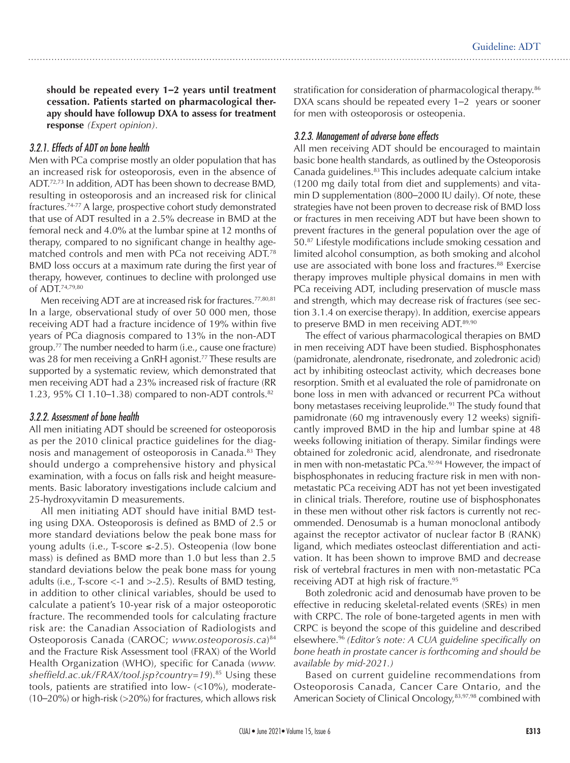**should be repeated every 1–2 years until treatment cessation. Patients started on pharmacological therapy should have followup DXA to assess for treatment response** *(Expert opinion)*.

### 3.2.1. Effects of ADT on bone health

Men with PCa comprise mostly an older population that has an increased risk for osteoporosis, even in the absence of ADT.[72,73] In addition, ADT has been shown to decrease BMD, resulting in osteoporosis and an increased risk for clinical fractures.[74-77] A large, prospective cohort study demonstrated that use of ADT resulted in a 2.5% decrease in BMD at the femoral neck and 4.0% at the lumbar spine at 12 months of therapy, compared to no significant change in healthy age-matched controls and men with PCa not receiving ADT.[78] BMD loss occurs at a maximum rate during the first year of therapy, however, continues to decline with prolonged use of ADT.[74,79,80]

Men receiving ADT are at increased risk for fractures.[77,80,81] In a large, observational study of over 50 000 men, those receiving ADT had a fracture incidence of 19% within five years of PCa diagnosis compared to 13% in the non-ADT group.[77] The number needed to harm (i.e., cause one fracture) was 28 for men receiving a GnRH agonist.[77] These results are supported by a systematic review, which demonstrated that men receiving ADT had a 23% increased risk of fracture (RR 1.23, 95% CI 1.10–1.38) compared to non-ADT controls.[82]

### 3.2.2. Assessment of bone health

All men initiating ADT should be screened for osteoporosis as per the 2010 clinical practice guidelines for the diagnosis and management of osteoporosis in Canada.[83] They should undergo a comprehensive history and physical examination, with a focus on falls risk and height measurements. Basic laboratory investigations include calcium and 25-hydroxyvitamin D measurements.

All men initiating ADT should have initial BMD testing using DXA. Osteoporosis is defined as BMD of 2.5 or more standard deviations below the peak bone mass for young adults (i.e., T-score ≤-2.5). Osteopenia (low bone mass) is defined as BMD more than 1.0 but less than 2.5 standard deviations below the peak bone mass for young adults (i.e., T-score <-1 and >-2.5). Results of BMD testing, in addition to other clinical variables, should be used to calculate a patient's 10-year risk of a major osteoporotic fracture. The recommended tools for calculating fracture risk are: the Canadian Association of Radiologists and Osteoporosis Canada (CAROC; *www.osteoporosis.ca*)[84] and the Fracture Risk Assessment tool (FRAX) of the World Health Organization (WHO), specific for Canada (*www.sheffield.ac.uk/FRAX/tool.jsp?country=19*).[85] Using these tools, patients are stratified into low- (<10%), moderate- (10–20%) or high-risk (>20%) for fractures, which allows risk stratification for consideration of pharmacological therapy.[86] DXA scans should be repeated every 1–2 years or sooner for men with osteoporosis or osteopenia.

### 3.2.3. Management of adverse bone effects

All men receiving ADT should be encouraged to maintain basic bone health standards, as outlined by the Osteoporosis Canada guidelines.[83] This includes adequate calcium intake (1200 mg daily total from diet and supplements) and vitamin D supplementation (800–2000 IU daily). Of note, these strategies have not been proven to decrease risk of BMD loss or fractures in men receiving ADT but have been shown to prevent fractures in the general population over the age of 50.[87] Lifestyle modifications include smoking cessation and limited alcohol consumption, as both smoking and alcohol use are associated with bone loss and fractures.[88] Exercise therapy improves multiple physical domains in men with PCa receiving ADT, including preservation of muscle mass and strength, which may decrease risk of fractures (see section 3.1.4 on exercise therapy). In addition, exercise appears to preserve BMD in men receiving ADT.[89,90]

The effect of various pharmacological therapies on BMD in men receiving ADT have been studied. Bisphosphonates (pamidronate, alendronate, risedronate, and zoledronic acid) act by inhibiting osteoclast activity, which decreases bone resorption. Smith et al evaluated the role of pamidronate on bone loss in men with advanced or recurrent PCa without bony metastases receiving leuprolide.[91] The study found that pamidronate (60 mg intravenously every 12 weeks) significantly improved BMD in the hip and lumbar spine at 48 weeks following initiation of therapy. Similar findings were obtained for zoledronic acid, alendronate, and risedronate in men with non-metastatic PCa.[92-94] However, the impact of bisphosphonates in reducing fracture risk in men with non-metastatic PCa receiving ADT has not yet been investigated in clinical trials. Therefore, routine use of bisphosphonates in these men without other risk factors is currently not recommended. Denosumab is a human monoclonal antibody against the receptor activator of nuclear factor B (RANK) ligand, which mediates osteoclast differentiation and activation. It has been shown to improve BMD and decrease risk of vertebral fractures in men with non-metastatic PCa receiving ADT at high risk of fracture.[95]

Both zoledronic acid and denosumab have proven to be effective in reducing skeletal-related events (SREs) in men with CRPC. The role of bone-targeted agents in men with CRPC is beyond the scope of this guideline and described elsewhere.[96] *(Editor's note: A CUA guideline specifically on bone heath in prostate cancer is forthcoming and should be available by mid-2021.)*

Based on current guideline recommendations from Osteoporosis Canada, Cancer Care Ontario, and the American Society of Clinical Oncology,[83,97,98] combined with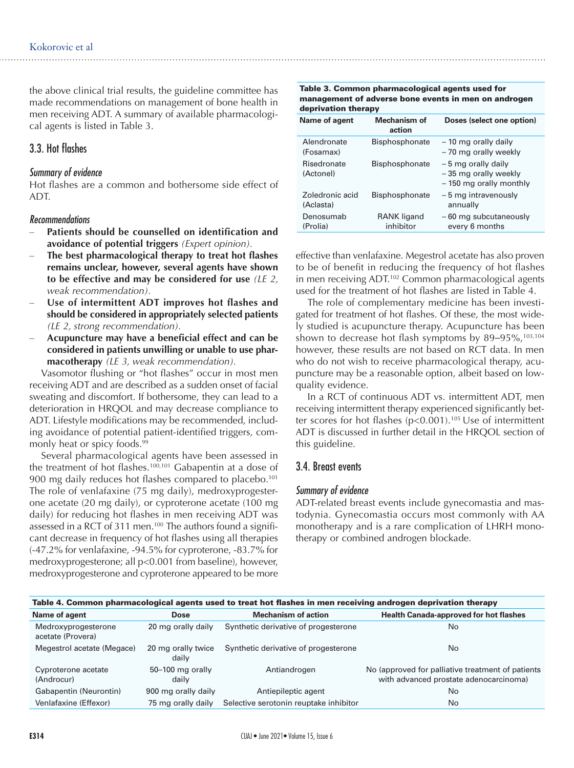the above clinical trial results, the guideline committee has made recommendations on management of bone health in men receiving ADT. A summary of available pharmacological agents is listed in Table 3.

**Table 3. Common pharmacological agents used for management of adverse bone events in men on androgen deprivation therapy**

| Name of agent | Mechanism of action | Doses (select one option) |
| --- | --- | --- |
| Alendronate (Fosamax) | Bisphosphonate | – 10 mg orally daily<br>– 70 mg orally weekly |
| Risedronate (Actonel) | Bisphosphonate | – 5 mg orally daily<br>– 35 mg orally weekly<br>– 150 mg orally monthly |
| Zoledronic acid (Aclasta) | Bisphosphonate | – 5 mg intravenously annually |
| Denosumab (Prolia) | RANK ligand inhibitor | – 60 mg subcutaneously every 6 months |

## 3.3. Hot flashes

### *Summary of evidence*

Hot flashes are a common and bothersome side effect of ADT.

### *Recommendations*

- **Patients should be counselled on identification and avoidance of potential triggers** *(Expert opinion).*
- **The best pharmacological therapy to treat hot flashes remains unclear, however, several agents have shown to be effective and may be considered for use** *(LE 2, weak recommendation).*
- **Use of intermittent ADT improves hot flashes and should be considered in appropriately selected patients** *(LE 2, strong recommendation).*
- **Acupuncture may have a beneficial effect and can be considered in patients unwilling or unable to use pharmacotherapy** *(LE 3, weak recommendation).*

Vasomotor flushing or "hot flashes" occur in most men receiving ADT and are described as a sudden onset of facial sweating and discomfort. If bothersome, they can lead to a deterioration in HRQOL and may decrease compliance to ADT. Lifestyle modifications may be recommended, including avoidance of potential patient-identified triggers, commonly heat or spicy foods.[99]

Several pharmacological agents have been assessed in the treatment of hot flashes.[100,101] Gabapentin at a dose of 900 mg daily reduces hot flashes compared to placebo.[101] The role of venlafaxine (75 mg daily), medroxyprogesterone acetate (20 mg daily), or cyproterone acetate (100 mg daily) for reducing hot flashes in men receiving ADT was assessed in a RCT of 311 men.[100] The authors found a significant decrease in frequency of hot flashes using all therapies (-47.2% for venlafaxine, -94.5% for cyproterone, -83.7% for medroxyprogesterone; all $p<0.001$ from baseline), however, medroxyprogesterone and cyproterone appeared to be more effective than venlafaxine. Megestrol acetate has also proven to be of benefit in reducing the frequency of hot flashes in men receiving ADT.[102] Common pharmacological agents used for the treatment of hot flashes are listed in Table 4.

The role of complementary medicine has been investigated for treatment of hot flashes. Of these, the most widely studied is acupuncture therapy. Acupuncture has been shown to decrease hot flash symptoms by 89–95%,[103,104] however, these results are not based on RCT data. In men who do not wish to receive pharmacological therapy, acupuncture may be a reasonable option, albeit based on low-quality evidence.

In a RCT of continuous ADT vs. intermittent ADT, men receiving intermittent therapy experienced significantly better scores for hot flashes ($p<0.001$).[105] Use of intermittent ADT is discussed in further detail in the HRQOL section of this guideline.

## 3.4. Breast events

### *Summary of evidence*

ADT-related breast events include gynecomastia and mastodynia. Gynecomastia occurs most commonly with AA monotherapy and is a rare complication of LHRH monotherapy or combined androgen blockade.

**Table 4. Common pharmacological agents used to treat hot flashes in men receiving androgen deprivation therapy**

| Name of agent | Dose | Mechanism of action | Health Canada-approved for hot flashes |
| --- | --- | --- | --- |
| Medroxyprogesterone acetate (Provera) | 20 mg orally daily | Synthetic derivative of progesterone | No |
| Megestrol acetate (Megace) | 20 mg orally twice daily | Synthetic derivative of progesterone | No |
| Cyproterone acetate (Androcur) | 50–100 mg orally daily | Antiandrogen | No (approved for palliative treatment of patients with advanced prostate adenocarcinoma) |
| Gabapentin (Neurontin) | 900 mg orally daily | Antiepileptic agent | No |
| Venlafaxine (Effexor) | 75 mg orally daily | Selective serotonin reuptake inhibitor | No |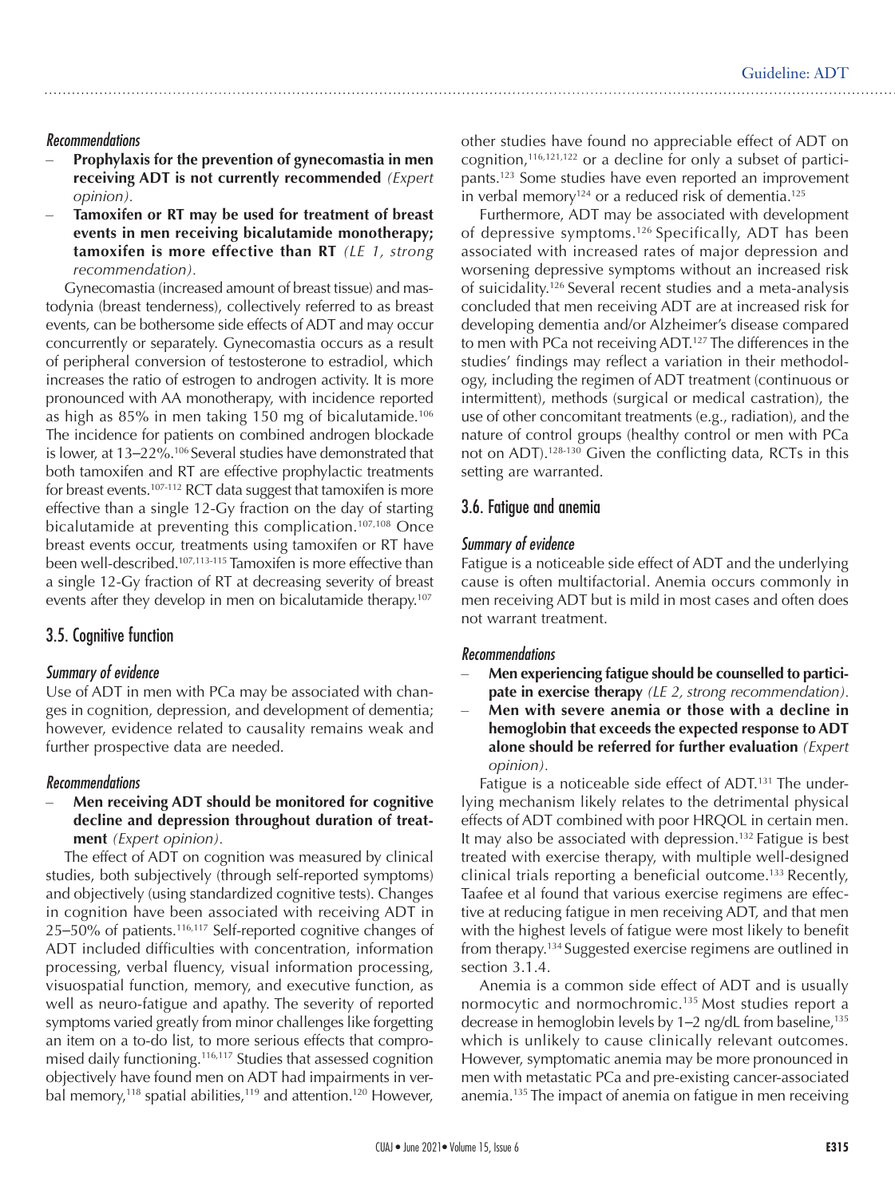#### *Recommendations*

- **Prophylaxis for the prevention of gynecomastia in men receiving ADT is not currently recommended** *(Expert opinion).*
- **Tamoxifen or RT may be used for treatment of breast events in men receiving bicalutamide monotherapy; tamoxifen is more effective than RT** *(LE 1, strong recommendation).*

Gynecomastia (increased amount of breast tissue) and mastodynia (breast tenderness), collectively referred to as breast events, can be bothersome side effects of ADT and may occur concurrently or separately. Gynecomastia occurs as a result of peripheral conversion of testosterone to estradiol, which increases the ratio of estrogen to androgen activity. It is more pronounced with AA monotherapy, with incidence reported as high as 85% in men taking 150 mg of bicalutamide.[106] The incidence for patients on combined androgen blockade is lower, at 13–22%.[106] Several studies have demonstrated that both tamoxifen and RT are effective prophylactic treatments for breast events.[107-112] RCT data suggest that tamoxifen is more effective than a single 12-Gy fraction on the day of starting bicalutamide at preventing this complication.[107,108] Once breast events occur, treatments using tamoxifen or RT have been well-described.[107,113-115] Tamoxifen is more effective than a single 12-Gy fraction of RT at decreasing severity of breast events after they develop in men on bicalutamide therapy.[107]

## 3.5. Cognitive function

#### *Summary of evidence*

Use of ADT in men with PCa may be associated with changes in cognition, depression, and development of dementia; however, evidence related to causality remains weak and further prospective data are needed.

#### *Recommendations*

- **Men receiving ADT should be monitored for cognitive decline and depression throughout duration of treatment** *(Expert opinion).*

The effect of ADT on cognition was measured by clinical studies, both subjectively (through self-reported symptoms) and objectively (using standardized cognitive tests). Changes in cognition have been associated with receiving ADT in 25–50% of patients.[116,117] Self-reported cognitive changes of ADT included difficulties with concentration, information processing, verbal fluency, visual information processing, visuospatial function, memory, and executive function, as well as neuro-fatigue and apathy. The severity of reported symptoms varied greatly from minor challenges like forgetting an item on a to-do list, to more serious effects that compromised daily functioning.[116,117] Studies that assessed cognition objectively have found men on ADT had impairments in verbal memory,[118] spatial abilities,[119] and attention.[120] However, other studies have found no appreciable effect of ADT on cognition,[116,121,122] or a decline for only a subset of participants.[123] Some studies have even reported an improvement in verbal memory[124] or a reduced risk of dementia.[125]

Furthermore, ADT may be associated with development of depressive symptoms.[126] Specifically, ADT has been associated with increased rates of major depression and worsening depressive symptoms without an increased risk of suicidality.[126] Several recent studies and a meta-analysis concluded that men receiving ADT are at increased risk for developing dementia and/or Alzheimer's disease compared to men with PCa not receiving ADT.[127] The differences in the studies' findings may reflect a variation in their methodology, including the regimen of ADT treatment (continuous or intermittent), methods (surgical or medical castration), the use of other concomitant treatments (e.g., radiation), and the nature of control groups (healthy control or men with PCa not on ADT).[128-130] Given the conflicting data, RCTs in this setting are warranted.

## 3.6. Fatigue and anemia

#### *Summary of evidence*

Fatigue is a noticeable side effect of ADT and the underlying cause is often multifactorial. Anemia occurs commonly in men receiving ADT but is mild in most cases and often does not warrant treatment.

#### *Recommendations*

- **Men experiencing fatigue should be counselled to participate in exercise therapy** *(LE 2, strong recommendation).*
- **Men with severe anemia or those with a decline in hemoglobin that exceeds the expected response to ADT alone should be referred for further evaluation** *(Expert opinion).*

Fatigue is a noticeable side effect of ADT.[131] The underlying mechanism likely relates to the detrimental physical effects of ADT combined with poor HRQOL in certain men. It may also be associated with depression.[132] Fatigue is best treated with exercise therapy, with multiple well-designed clinical trials reporting a beneficial outcome.[133] Recently, Taafee et al found that various exercise regimens are effective at reducing fatigue in men receiving ADT, and that men with the highest levels of fatigue were most likely to benefit from therapy.[134] Suggested exercise regimens are outlined in section 3.1.4.

Anemia is a common side effect of ADT and is usually normocytic and normochromic.[135] Most studies report a decrease in hemoglobin levels by 1–2 ng/dL from baseline,[135] which is unlikely to cause clinically relevant outcomes. However, symptomatic anemia may be more pronounced in men with metastatic PCa and pre-existing cancer-associated anemia.[135] The impact of anemia on fatigue in men receiving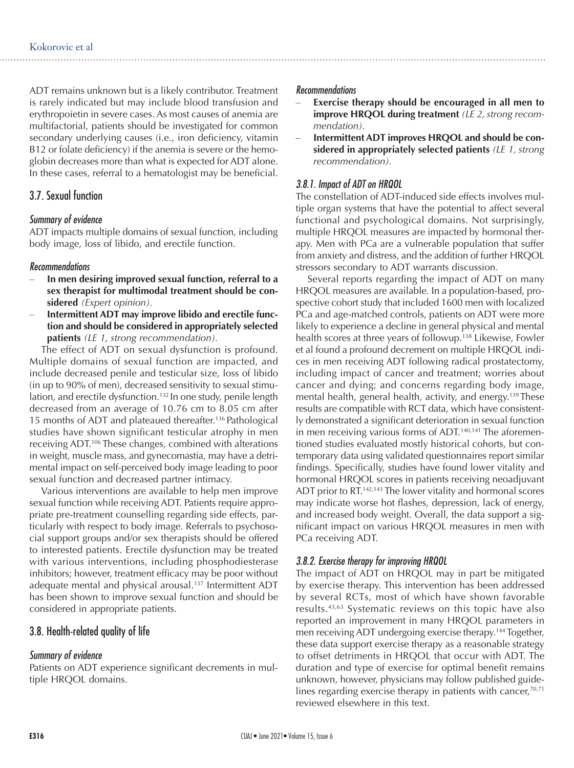ADT remains unknown but is a likely contributor. Treatment is rarely indicated but may include blood transfusion and erythropoietin in severe cases. As most causes of anemia are multifactorial, patients should be investigated for common secondary underlying causes (i.e., iron deficiency, vitamin B12 or folate deficiency) if the anemia is severe or the hemoglobin decreases more than what is expected for ADT alone. In these cases, referral to a hematologist may be beneficial.

## 3.7. Sexual function

### *Summary of evidence*

ADT impacts multiple domains of sexual function, including body image, loss of libido, and erectile function.

### *Recommendations*

- **In men desiring improved sexual function, referral to a sex therapist for multimodal treatment should be considered** *(Expert opinion).*
- **Intermittent ADT may improve libido and erectile function and should be considered in appropriately selected patients** *(LE 1, strong recommendation).*

The effect of ADT on sexual dysfunction is profound. Multiple domains of sexual function are impacted, and include decreased penile and testicular size, loss of libido (in up to 90% of men), decreased sensitivity to sexual stimulation, and erectile dysfunction.[132] In one study, penile length decreased from an average of 10.76 cm to 8.05 cm after 15 months of ADT and plateaued thereafter.[136] Pathological studies have shown significant testicular atrophy in men receiving ADT.[106] These changes, combined with alterations in weight, muscle mass, and gynecomastia, may have a detrimental impact on self-perceived body image leading to poor sexual function and decreased partner intimacy.

Various interventions are available to help men improve sexual function while receiving ADT. Patients require appropriate pre-treatment counselling regarding side effects, particularly with respect to body image. Referrals to psychosocial support groups and/or sex therapists should be offered to interested patients. Erectile dysfunction may be treated with various interventions, including phosphodiesterase inhibitors; however, treatment efficacy may be poor without adequate mental and physical arousal.[137] Intermittent ADT has been shown to improve sexual function and should be considered in appropriate patients.

## 3.8. Health-related quality of life

### *Summary of evidence*

Patients on ADT experience significant decrements in multiple HRQOL domains.

### *Recommendations*

- **Exercise therapy should be encouraged in all men to improve HRQOL during treatment** *(LE 2, strong recommendation).*
- **Intermittent ADT improves HRQOL and should be considered in appropriately selected patients** *(LE 1, strong recommendation).*

### *3.8.1. Impact of ADT on HRQOL*

The constellation of ADT-induced side effects involves multiple organ systems that have the potential to affect several functional and psychological domains. Not surprisingly, multiple HRQOL measures are impacted by hormonal therapy. Men with PCa are a vulnerable population that suffer from anxiety and distress, and the addition of further HRQOL stressors secondary to ADT warrants discussion.

Several reports regarding the impact of ADT on many HRQOL measures are available. In a population-based, prospective cohort study that included 1600 men with localized PCa and age-matched controls, patients on ADT were more likely to experience a decline in general physical and mental health scores at three years of followup.[138] Likewise, Fowler et al found a profound decrement on multiple HRQOL indices in men receiving ADT following radical prostatectomy, including impact of cancer and treatment; worries about cancer and dying; and concerns regarding body image, mental health, general health, activity, and energy.[139] These results are compatible with RCT data, which have consistently demonstrated a significant deterioration in sexual function in men receiving various forms of ADT.[140,141] The aforementioned studies evaluated mostly historical cohorts, but contemporary data using validated questionnaires report similar findings. Specifically, studies have found lower vitality and hormonal HRQOL scores in patients receiving neoadjuvant ADT prior to RT.[142,143] The lower vitality and hormonal scores may indicate worse hot flashes, depression, lack of energy, and increased body weight. Overall, the data support a significant impact on various HRQOL measures in men with PCa receiving ADT.

### *3.8.2. Exercise therapy for improving HRQOL*

The impact of ADT on HRQOL may in part be mitigated by exercise therapy. This intervention has been addressed by several RCTs, most of which have shown favorable results.[43,63] Systematic reviews on this topic have also reported an improvement in many HRQOL parameters in men receiving ADT undergoing exercise therapy.[144] Together, these data support exercise therapy as a reasonable strategy to offset detriments in HRQOL that occur with ADT. The duration and type of exercise for optimal benefit remains unknown, however, physicians may follow published guidelines regarding exercise therapy in patients with cancer,[70,71] reviewed elsewhere in this text.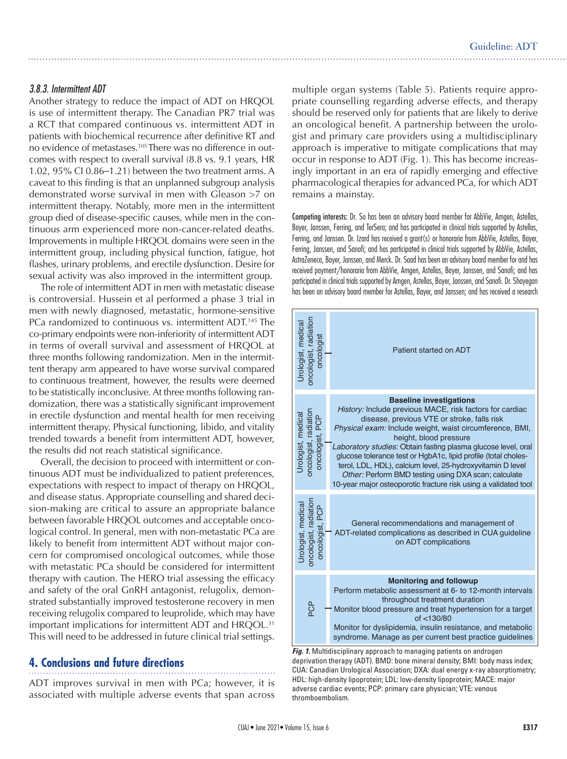### 3.8.3. Intermittent ADT

Another strategy to reduce the impact of ADT on HRQOL is use of intermittent therapy. The Canadian PR7 trial was a RCT that compared continuous vs. intermittent ADT in patients with biochemical recurrence after definitive RT and no evidence of metastases.[105] There was no difference in outcomes with respect to overall survival (8.8 vs. 9.1 years, HR 1.02, 95% CI 0.86–1.21) between the two treatment arms. A caveat to this finding is that an unplanned subgroup analysis demonstrated worse survival in men with Gleason >7 on intermittent therapy. Notably, more men in the intermittent group died of disease-specific causes, while men in the continuous arm experienced more non-cancer-related deaths. Improvements in multiple HRQOL domains were seen in the intermittent group, including physical function, fatigue, hot flashes, urinary problems, and erectile dysfunction. Desire for sexual activity was also improved in the intermittent group.

The role of intermittent ADT in men with metastatic disease is controversial. Hussein et al performed a phase 3 trial in men with newly diagnosed, metastatic, hormone-sensitive PCa randomized to continuous vs. intermittent ADT.[145] The co-primary endpoints were non-inferiority of intermittent ADT in terms of overall survival and assessment of HRQOL at three months following randomization. Men in the intermittent therapy arm appeared to have worse survival compared to continuous treatment, however, the results were deemed to be statistically inconclusive. At three months following randomization, there was a statistically significant improvement in erectile dysfunction and mental health for men receiving intermittent therapy. Physical functioning, libido, and vitality trended towards a benefit from intermittent ADT, however, the results did not reach statistical significance.

Overall, the decision to proceed with intermittent or continuous ADT must be individualized to patient preferences, expectations with respect to impact of therapy on HRQOL, and disease status. Appropriate counselling and shared decision-making are critical to assure an appropriate balance between favorable HRQOL outcomes and acceptable oncological control. In general, men with non-metastatic PCa are likely to benefit from intermittent ADT without major concern for compromised oncological outcomes, while those with metastatic PCa should be considered for intermittent therapy with caution. The HERO trial assessing the efficacy and safety of the oral GnRH antagonist, relugolix, demonstrated substantially improved testosterone recovery in men receiving relugolix compared to leuprolide, which may have important implications for intermittent ADT and HRQOL.[31] This will need to be addressed in future clinical trial settings.

## 4. Conclusions and future directions

ADT improves survival in men with PCa; however, it is associated with multiple adverse events that span across multiple organ systems (Table 5). Patients require appropriate counselling regarding adverse effects, and therapy should be reserved only for patients that are likely to derive an oncological benefit. A partnership between the urologist and primary care providers using a multidisciplinary approach is imperative to mitigate complications that may occur in response to ADT (Fig. 1). This has become increasingly important in an era of rapidly emerging and effective pharmacological therapies for advanced PCa, for which ADT remains a mainstay.

**Competing interests:** Dr. So has been an advisory board member for AbbVie, Amgen, Astellas, Bayer, Janssen, Ferring, and TerSera; and has participated in clinical trials supported by Astellas, Ferring, and Janssen. Dr. Izard has received a grant(s) or honoraria from AbbVie, Astellas, Bayer, Ferring, Janssen, and Sanofi; and has participated in clinical trials supported by AbbVie, Astellas, AstraZeneca, Bayer, Janssen, and Merck. Dr. Saad has been an advisory board member for and has received payment/honoraria from AbbVie, Amgen, Astellas, Bayer, Janssen, and Sanofi; and has participated in clinical trials supported by Amgen, Astellas, Bayer, Janssen, and Sanofi. Dr. Shayegan has been an advisory board member for Astellas, Bayer, and Janssen; and has received a research

| Provider | Step |
| --- | --- |
| Urologist, medical oncologist, radiation oncologist | Patient started on ADT |
| Urologist, medical oncologist, PCP | **Baseline investigations**<br>*History:* Include previous MACE, risk factors for cardiac disease, previous VTE or stroke, falls risk<br>*Physical exam:* Include weight, waist circumference, BMI, height, blood pressure<br>*Laboratory studies:* Obtain fasting plasma glucose level, oral glucose tolerance test or HgbA1c, lipid profile (total cholesterol, LDL, HDL), calcium level, 25-hydroxyvitamin D level<br>*Other:* Perform BMD testing using DXA scan; calculate 10-year major osteoporotic fracture risk using a validated tool |
| Urologist, medical oncologist, radiation oncologist, PCP | General recommendations and management of ADT-related complications as described in CUA guideline on ADT complications |
| PCP | **Monitoring and followup**<br>Perform metabolic assessment at 6- to 12-month intervals throughout treatment duration<br>Monitor blood pressure and treat hypertension for a target of <130/80<br>Monitor for dyslipidemia, insulin resistance, and metabolic syndrome. Manage as per current best practice guidelines |

***Fig. 1.*** Multidisciplinary approach to managing patients on androgen deprivation therapy (ADT). BMD: bone mineral density; BMI: body mass index; CUA: Canadian Urological Association; DXA: dual energy x-ray absorptiometry; HDL: high-density lipoprotein; LDL: low-density lipoprotein; MACE: major adverse cardiac events; PCP: primary care physician; VTE: venous thromboembolism.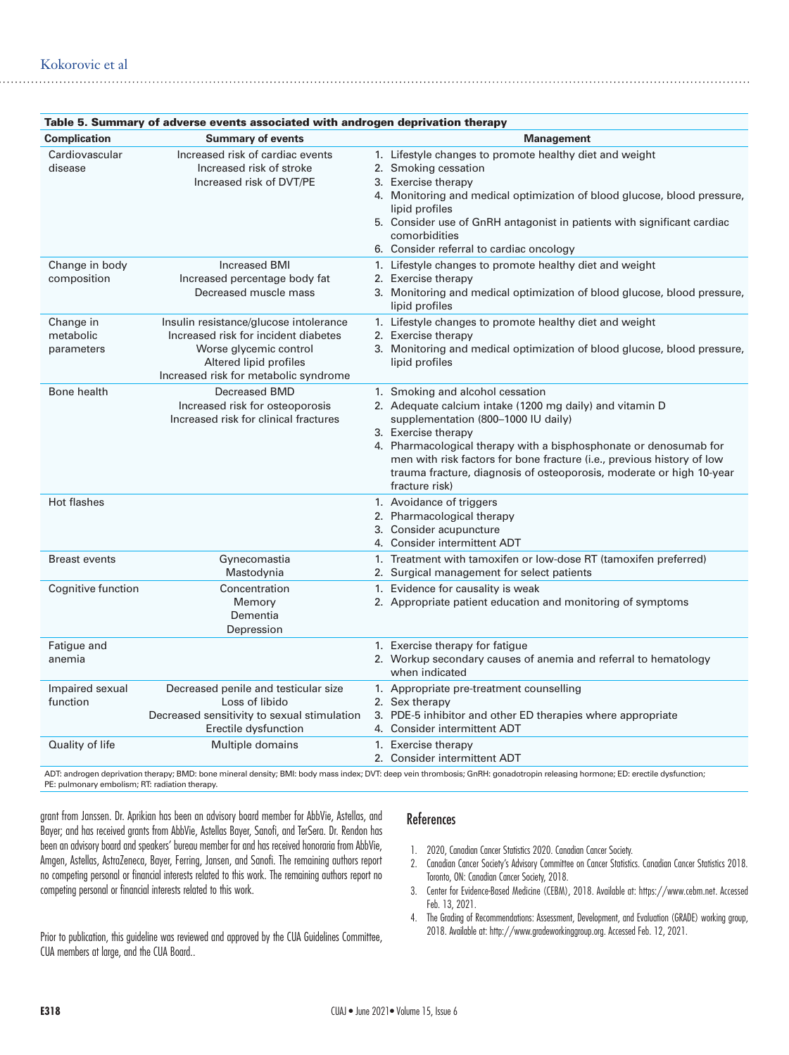**Table 5. Summary of adverse events associated with androgen deprivation therapy**

| Complication | Summary of events | Management |
|---|---|---|
| Cardiovascular disease | Increased risk of cardiac events<br>Increased risk of stroke<br>Increased risk of DVT/PE | 1. Lifestyle changes to promote healthy diet and weight<br>2. Smoking cessation<br>3. Exercise therapy<br>4. Monitoring and medical optimization of blood glucose, blood pressure, lipid profiles<br>5. Consider use of GnRH antagonist in patients with significant cardiac comorbidities<br>6. Consider referral to cardiac oncology |
| Change in body composition | Increased BMI<br>Increased percentage body fat<br>Decreased muscle mass | 1. Lifestyle changes to promote healthy diet and weight<br>2. Exercise therapy<br>3. Monitoring and medical optimization of blood glucose, blood pressure, lipid profiles |
| Change in metabolic parameters | Insulin resistance/glucose intolerance<br>Increased risk for incident diabetes<br>Worse glycemic control<br>Altered lipid profiles<br>Increased risk for metabolic syndrome | 1. Lifestyle changes to promote healthy diet and weight<br>2. Exercise therapy<br>3. Monitoring and medical optimization of blood glucose, blood pressure, lipid profiles |
| Bone health | Decreased BMD<br>Increased risk for osteoporosis<br>Increased risk for clinical fractures | 1. Smoking and alcohol cessation<br>2. Adequate calcium intake (1200 mg daily) and vitamin D supplementation (800–1000 IU daily)<br>3. Exercise therapy<br>4. Pharmacological therapy with a bisphosphonate or denosumab for men with risk factors for bone fracture (i.e., previous history of low trauma fracture, diagnosis of osteoporosis, moderate or high 10-year fracture risk) |
| Hot flashes | | 1. Avoidance of triggers<br>2. Pharmacological therapy<br>3. Consider acupuncture<br>4. Consider intermittent ADT |
| Breast events | Gynecomastia<br>Mastodynia | 1. Treatment with tamoxifen or low-dose RT (tamoxifen preferred)<br>2. Surgical management for select patients |
| Cognitive function | Concentration<br>Memory<br>Dementia<br>Depression | 1. Evidence for causality is weak<br>2. Appropriate patient education and monitoring of symptoms |
| Fatigue and anemia | | 1. Exercise therapy for fatigue<br>2. Workup secondary causes of anemia and referral to hematology when indicated |
| Impaired sexual function | Decreased penile and testicular size<br>Loss of libido<br>Decreased sensitivity to sexual stimulation<br>Erectile dysfunction | 1. Appropriate pre-treatment counselling<br>2. Sex therapy<br>3. PDE-5 inhibitor and other ED therapies where appropriate<br>4. Consider intermittent ADT |
| Quality of life | Multiple domains | 1. Exercise therapy<br>2. Consider intermittent ADT |

ADT: androgen deprivation therapy; BMD: bone mineral density; BMI: body mass index; DVT: deep vein thrombosis; GnRH: gonadotropin releasing hormone; ED: erectile dysfunction; PE: pulmonary embolism; RT: radiation therapy.

grant from Janssen. Dr. Aprikian has been an advisory board member for AbbVie, Astellas, and Bayer; and has received grants from AbbVie, Astellas Bayer, Sanofi, and TerSera. Dr. Rendon has been an advisory board and speakers' bureau member for and has received honoraria from AbbVie, Amgen, Astellas, AstraZeneca, Bayer, Ferring, Jansen, and Sanofi. The remaining authors report no competing personal or financial interests related to this work. The remaining authors report no competing personal or financial interests related to this work.

Prior to publication, this guideline was reviewed and approved by the CUA Guidelines Committee, CUA members at large, and the CUA Board..

## References

1. 2020, Canadian Cancer Statistics 2020. Canadian Cancer Society.
2. Canadian Cancer Society's Advisory Committee on Cancer Statistics. Canadian Cancer Statistics 2018. Toronto, ON: Canadian Cancer Society, 2018.
3. Center for Evidence-Based Medicine (CEBM), 2018. Available at: https://www.cebm.net. Accessed Feb. 13, 2021.
4. The Grading of Recommendations: Assessment, Development, and Evaluation (GRADE) working group, 2018. Available at: http://www.gradeworkinggroup.org. Accessed Feb. 12, 2021.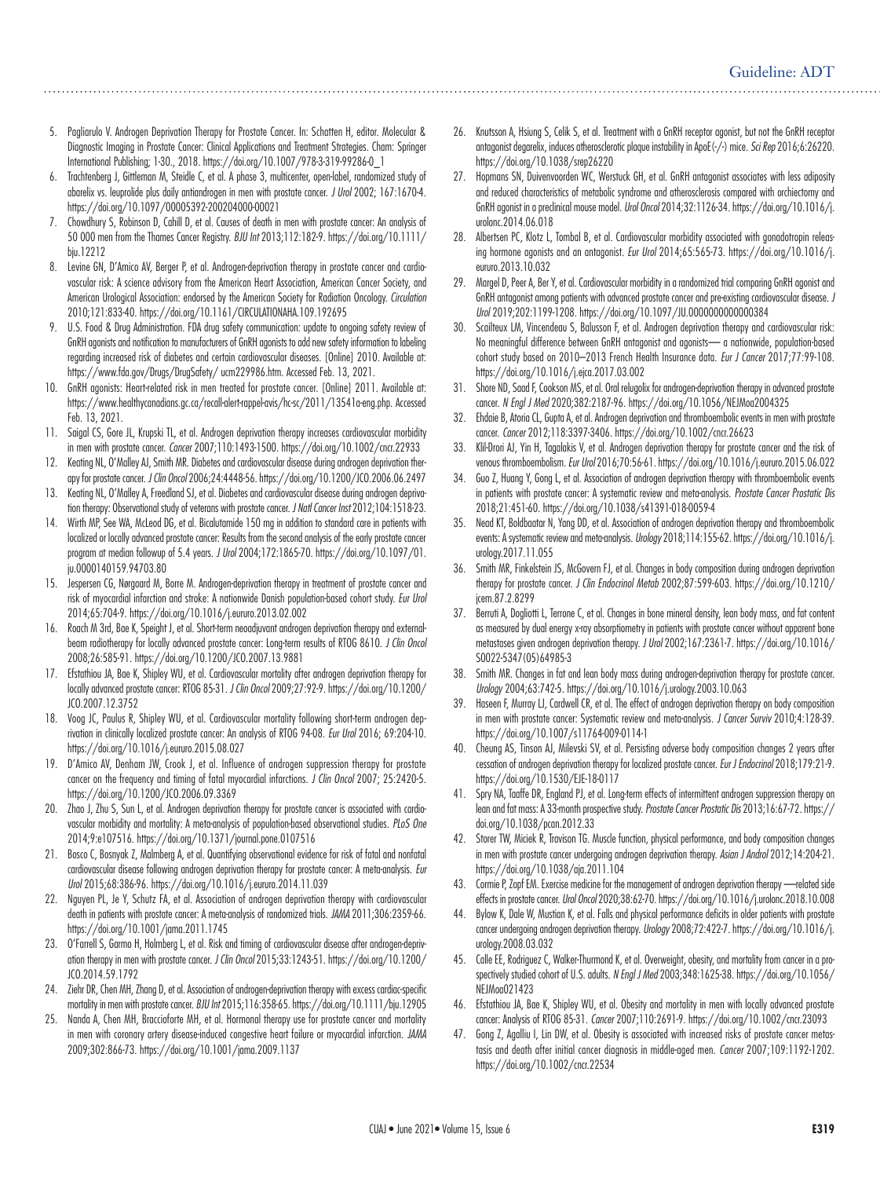5. Pagliarulo V. Androgen Deprivation Therapy for Prostate Cancer. In: Schatten H, editor. Molecular & Diagnostic Imaging in Prostate Cancer: Clinical Applications and Treatment Strategies. Cham: Springer International Publishing; 1-30., 2018. https://doi.org/10.1007/978-3-319-99286-0_1
6. Trachtenberg J, Gittleman M, Steidle C, et al. A phase 3, multicenter, open-label, randomized study of abarelix vs. leuprolide plus daily antiandrogen in men with prostate cancer. *J Urol* 2002; 167:1670-4. https://doi.org/10.1097/00005392-200204000-00021
7. Chowdhury S, Robinson D, Cahill D, et al. Causes of death in men with prostate cancer: An analysis of 50 000 men from the Thames Cancer Registry. *BJU Int* 2013;112:182-9. https://doi.org/10.1111/bju.12212
8. Levine GN, D'Amico AV, Berger P, et al. Androgen-deprivation therapy in prostate cancer and cardiovascular risk: A science advisory from the American Heart Association, American Cancer Society, and American Urological Association: endorsed by the American Society for Radiation Oncology. *Circulation* 2010;121:833-40. https://doi.org/10.1161/CIRCULATIONAHA.109.192695
9. U.S. Food & Drug Administration. FDA drug safety communication: update to ongoing safety review of GnRH agonists and notification to manufacturers of GnRH agonists to add new safety information to labeling regarding increased risk of diabetes and certain cardiovascular diseases. [Online] 2010. Available at: https://www.fda.gov/Drugs/DrugSafety/ ucm229986.htm. Accessed Feb. 13, 2021.
10. GnRH agonists: Heart-related risk in men treated for prostate cancer. [Online] 2011. Available at: https://www.healthycanadians.gc.ca/recall-alert-rappel-avis/hc-sc/2011/13541a-eng.php. Accessed Feb. 13, 2021.
11. Saigal CS, Gore JL, Krupski TL, et al. Androgen deprivation therapy increases cardiovascular morbidity in men with prostate cancer. *Cancer* 2007;110:1493-1500. https://doi.org/10.1002/cncr.22933
12. Keating NL, O'Malley AJ, Smith MR. Diabetes and cardiovascular disease during androgen deprivation therapy for prostate cancer. *J Clin Oncol* 2006;24:4448-56. https://doi.org/10.1200/JCO.2006.06.2497
13. Keating NL, O'Malley A, Freedland SJ, et al. Diabetes and cardiovascular disease during androgen deprivation therapy: Observational study of veterans with prostate cancer. *J Natl Cancer Inst* 2012;104:1518-23.
14. Wirth MP, See WA, McLeod DG, et al. Bicalutamide 150 mg in addition to standard care in patients with localized or locally advanced prostate cancer: Results from the second analysis of the early prostate cancer program at median followup of 5.4 years. *J Urol* 2004;172:1865-70. https://doi.org/10.1097/01.ju.0000140159.94703.80
15. Jespersen CG, Nørgaard M, Borre M. Androgen-deprivation therapy in treatment of prostate cancer and risk of myocardial infarction and stroke: A nationwide Danish population-based cohort study. *Eur Urol* 2014;65:704-9. https://doi.org/10.1016/j.eururo.2013.02.002
16. Roach M 3rd, Bae K, Speight J, et al. Short-term neoadjuvant androgen deprivation therapy and external-beam radiotherapy for locally advanced prostate cancer: Long-term results of RTOG 8610. *J Clin Oncol* 2008;26:585-91. https://doi.org/10.1200/JCO.2007.13.9881
17. Efstathiou JA, Bae K, Shipley WU, et al. Cardiovascular mortality after androgen deprivation therapy for locally advanced prostate cancer: RTOG 85-31. *J Clin Oncol* 2009;27:92-9. https://doi.org/10.1200/JCO.2007.12.3752
18. Voog JC, Paulus R, Shipley WU, et al. Cardiovascular mortality following short-term androgen deprivation in clinically localized prostate cancer: An analysis of RTOG 94-08. *Eur Urol* 2016; 69:204-10. https://doi.org/10.1016/j.eururo.2015.08.027
19. D'Amico AV, Denham JW, Crook J, et al. Influence of androgen suppression therapy for prostate cancer on the frequency and timing of fatal myocardial infarctions. *J Clin Oncol* 2007; 25:2420-5. https://doi.org/10.1200/JCO.2006.09.3369
20. Zhao J, Zhu S, Sun L, et al. Androgen deprivation therapy for prostate cancer is associated with cardiovascular morbidity and mortality: A meta-analysis of population-based observational studies. *PLoS One* 2014;9:e107516. https://doi.org/10.1371/journal.pone.0107516
21. Bosco C, Bosnyak Z, Malmberg A, et al. Quantifying observational evidence for risk of fatal and nonfatal cardiovascular disease following androgen deprivation therapy for prostate cancer: A meta-analysis. *Eur Urol* 2015;68:386-96. https://doi.org/10.1016/j.eururo.2014.11.039
22. Nguyen PL, Je Y, Schutz FA, et al. Association of androgen deprivation therapy with cardiovascular death in patients with prostate cancer: A meta-analysis of randomized trials. *JAMA* 2011;306:2359-66. https://doi.org/10.1001/jama.2011.1745
23. O'Farrell S, Garmo H, Holmberg L, et al. Risk and timing of cardiovascular disease after androgen-deprivation therapy in men with prostate cancer. *J Clin Oncol* 2015;33:1243-51. https://doi.org/10.1200/JCO.2014.59.1792
24. Ziehr DR, Chen MH, Zhang D, et al. Association of androgen-deprivation therapy with excess cardiac-specific mortality in men with prostate cancer. *BJU Int* 2015;116:358-65. https://doi.org/10.1111/bju.12905
25. Nanda A, Chen MH, Braccioforte MH, et al. Hormonal therapy use for prostate cancer and mortality in men with coronary artery disease-induced congestive heart failure or myocardial infarction. *JAMA* 2009;302:866-73. https://doi.org/10.1001/jama.2009.1137
26. Knutsson A, Hsiung S, Celik S, et al. Treatment with a GnRH receptor agonist, but not the GnRH receptor antagonist degarelix, induces atherosclerotic plaque instability in ApoE(-/-) mice. *Sci Rep* 2016;6:26220. https://doi.org/10.1038/srep26220
27. Hopmans SN, Duivenvoorden WC, Werstuck GH, et al. GnRH antagonist associates with less adiposity and reduced characteristics of metabolic syndrome and atherosclerosis compared with orchiectomy and GnRH agonist in a preclinical mouse model. *Urol Oncol* 2014;32:1126-34. https://doi.org/10.1016/j.urolonc.2014.06.018
28. Albertsen PC, Klotz L, Tombal B, et al. Cardiovascular morbidity associated with gonadotropin releasing hormone agonists and an antagonist. *Eur Urol* 2014;65:565-73. https://doi.org/10.1016/j.eururo.2013.10.032
29. Margel D, Peer A, Ber Y, et al. Cardiovascular morbidity in a randomized trial comparing GnRH agonist and GnRH antagonist among patients with advanced prostate cancer and pre-existing cardiovascular disease. *J Urol* 2019;202:1199-1208. https://doi.org/10.1097/JU.0000000000000384
30. Scailteux LM, Vincendeau S, Balusson F, et al. Androgen deprivation therapy and cardiovascular risk: No meaningful difference between GnRH antagonist and agonists— a nationwide, population-based cohort study based on 2010–2013 French Health Insurance data. *Eur J Cancer* 2017;77:99-108. https://doi.org/10.1016/j.ejca.2017.03.002
31. Shore ND, Saad F, Cookson MS, et al. Oral relugolix for androgen-deprivation therapy in advanced prostate cancer. *N Engl J Med* 2020;382:2187-96. https://doi.org/10.1056/NEJMoa2004325
32. Ehdaie B, Atoria CL, Gupta A, et al. Androgen deprivation and thromboembolic events in men with prostate cancer. *Cancer* 2012;118:3397-3406. https://doi.org/10.1002/cncr.26623
33. Klil-Drori AJ, Yin H, Tagalakis V, et al. Androgen deprivation therapy for prostate cancer and the risk of venous thromboembolism. *Eur Urol* 2016;70:56-61. https://doi.org/10.1016/j.eururo.2015.06.022
34. Guo Z, Huang Y, Gong L, et al. Association of androgen deprivation therapy with thromboembolic events in patients with prostate cancer: A systematic review and meta-analysis. *Prostate Cancer Prostatic Dis* 2018;21:451-60. https://doi.org/10.1038/s41391-018-0059-4
35. Nead KT, Boldbaatar N, Yang DD, et al. Association of androgen deprivation therapy and thromboembolic events: A systematic review and meta-analysis. *Urology* 2018;114:155-62. https://doi.org/10.1016/j.urology.2017.11.055
36. Smith MR, Finkelstein JS, McGovern FJ, et al. Changes in body composition during androgen deprivation therapy for prostate cancer. *J Clin Endocrinol Metab* 2002;87:599-603. https://doi.org/10.1210/jcem.87.2.8299
37. Berruti A, Dogliotti L, Terrone C, et al. Changes in bone mineral density, lean body mass, and fat content as measured by dual energy x-ray absorptiometry in patients with prostate cancer without apparent bone metastases given androgen deprivation therapy. *J Urol* 2002;167:2361-7. https://doi.org/10.1016/S0022-5347(05)64985-3
38. Smith MR. Changes in fat and lean body mass during androgen-deprivation therapy for prostate cancer. *Urology* 2004;63:742-5. https://doi.org/10.1016/j.urology.2003.10.063
39. Haseen F, Murray LJ, Cardwell CR, et al. The effect of androgen deprivation therapy on body composition in men with prostate cancer: Systematic review and meta-analysis. *J Cancer Surviv* 2010;4:128-39. https://doi.org/10.1007/s11764-009-0114-1
40. Cheung AS, Tinson AJ, Milevski SV, et al. Persisting adverse body composition changes 2 years after cessation of androgen deprivation therapy for localized prostate cancer. *Eur J Endocrinol* 2018;179:21-9. https://doi.org/10.1530/EJE-18-0117
41. Spry NA, Taaffe DR, England PJ, et al. Long-term effects of intermittent androgen suppression therapy on lean and fat mass: A 33-month prospective study. *Prostate Cancer Prostatic Dis* 2013;16:67-72. https://doi.org/10.1038/pcan.2012.33
42. Storer TW, Miciek R, Travison TG. Muscle function, physical performance, and body composition changes in men with prostate cancer undergoing androgen deprivation therapy. *Asian J Androl* 2012;14:204-21. https://doi.org/10.1038/aja.2011.104
43. Cormie P, Zopf EM. Exercise medicine for the management of androgen deprivation therapy —related side effects in prostate cancer. *Urol Oncol* 2020;38:62-70. https://doi.org/10.1016/j.urolonc.2018.10.008
44. Bylow K, Dale W, Mustian K, et al. Falls and physical performance deficits in older patients with prostate cancer undergoing androgen deprivation therapy. *Urology* 2008;72:422-7. https://doi.org/10.1016/j.urology.2008.03.032
45. Calle EE, Rodriguez C, Walker-Thurmond K, et al. Overweight, obesity, and mortality from cancer in a prospectively studied cohort of U.S. adults. *N Engl J Med* 2003;348:1625-38. https://doi.org/10.1056/NEJMoa021423
46. Efstathiou JA, Bae K, Shipley WU, et al. Obesity and mortality in men with locally advanced prostate cancer: Analysis of RTOG 85-31. *Cancer* 2007;110:2691-9. https://doi.org/10.1002/cncr.23093
47. Gong Z, Agalliu I, Lin DW, et al. Obesity is associated with increased risks of prostate cancer metastasis and death after initial cancer diagnosis in middle-aged men. *Cancer* 2007;109:1192-1202. https://doi.org/10.1002/cncr.22534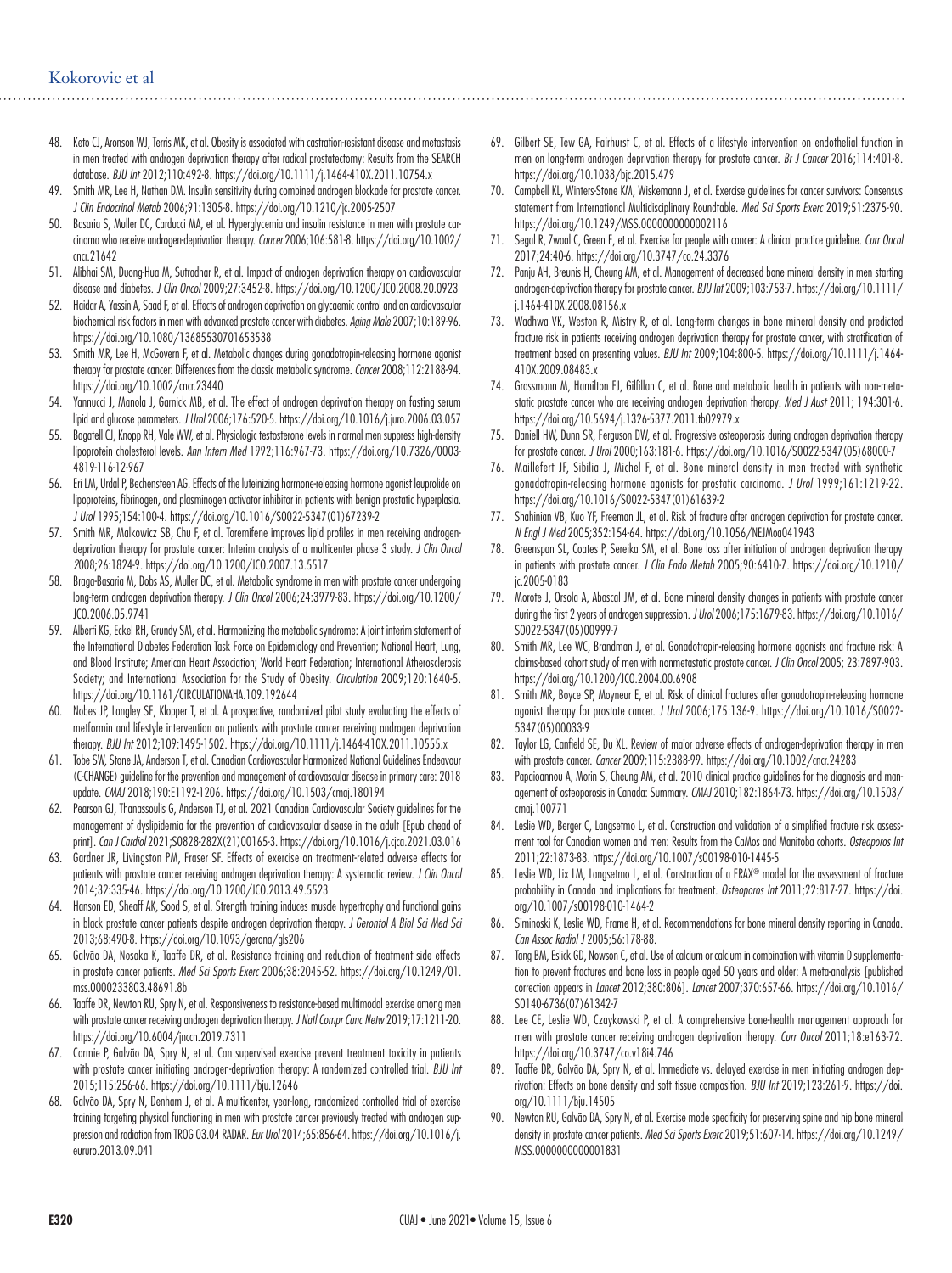48. Keto CJ, Aronson WJ, Terris MK, et al. Obesity is associated with castration-resistant disease and metastasis in men treated with androgen deprivation therapy after radical prostatectomy: Results from the SEARCH database. *BJU Int* 2012;110:492-8. https://doi.org/10.1111/j.1464-410X.2011.10754.x
49. Smith MR, Lee H, Nathan DM. Insulin sensitivity during combined androgen blockade for prostate cancer. *J Clin Endocrinol Metab* 2006;91:1305-8. https://doi.org/10.1210/jc.2005-2507
50. Basaria S, Muller DC, Carducci MA, et al. Hyperglycemia and insulin resistance in men with prostate carcinoma who receive androgen-deprivation therapy. *Cancer* 2006;106:581-8. https://doi.org/10.1002/cncr.21642
51. Alibhai SM, Duong-Hua M, Sutradhar R, et al. Impact of androgen deprivation therapy on cardiovascular disease and diabetes. *J Clin Oncol* 2009;27:3452-8. https://doi.org/10.1200/JCO.2008.20.0923
52. Haidar A, Yassin A, Saad F, et al. Effects of androgen deprivation on glycaemic control and on cardiovascular biochemical risk factors in men with advanced prostate cancer with diabetes. *Aging Male* 2007;10:189-96. https://doi.org/10.1080/13685530701653538
53. Smith MR, Lee H, McGovern F, et al. Metabolic changes during gonadotropin-releasing hormone agonist therapy for prostate cancer: Differences from the classic metabolic syndrome. *Cancer* 2008;112:2188-94. https://doi.org/10.1002/cncr.23440
54. Yannucci J, Manola J, Garnick MB, et al. The effect of androgen deprivation therapy on fasting serum lipid and glucose parameters. *J Urol* 2006;176:520-5. https://doi.org/10.1016/j.juro.2006.03.057
55. Bagatell CJ, Knopp RH, Vale WW, et al. Physiologic testosterone levels in normal men suppress high-density lipoprotein cholesterol levels. *Ann Intern Med* 1992;116:967-73. https://doi.org/10.7326/0003-4819-116-12-967
56. Eri LM, Urdal P, Bechensteen AG. Effects of the luteinizing hormone-releasing hormone agonist leuprolide on lipoproteins, fibrinogen, and plasminogen activator inhibitor in patients with benign prostatic hyperplasia. *J Urol* 1995;154:100-4. https://doi.org/10.1016/S0022-5347(01)67239-2
57. Smith MR, Malkowicz SB, Chu F, et al. Toremifene improves lipid profiles in men receiving androgen-deprivation therapy for prostate cancer: Interim analysis of a multicenter phase 3 study. *J Clin Oncol* 2008;26:1824-9. https://doi.org/10.1200/JCO.2007.13.5517
58. Braga-Basaria M, Dobs AS, Muller DC, et al. Metabolic syndrome in men with prostate cancer undergoing long-term androgen deprivation therapy. *J Clin Oncol* 2006;24:3979-83. https://doi.org/10.1200/JCO.2006.05.9741
59. Alberti KG, Eckel RH, Grundy SM, et al. Harmonizing the metabolic syndrome: A joint interim statement of the International Diabetes Federation Task Force on Epidemiology and Prevention; National Heart, Lung, and Blood Institute; American Heart Association; World Heart Federation; International Atherosclerosis Society; and International Association for the Study of Obesity. *Circulation* 2009;120:1640-5. https://doi.org/10.1161/CIRCULATIONAHA.109.192644
60. Nobes JP, Langley SE, Klopper T, et al. A prospective, randomized pilot study evaluating the effects of metformin and lifestyle intervention on patients with prostate cancer receiving androgen deprivation therapy. *BJU Int* 2012;109:1495-1502. https://doi.org/10.1111/j.1464-410X.2011.10555.x
61. Tobe SW, Stone JA, Anderson T, et al. Canadian Cardiovascular Harmonized National Guidelines Endeavour (C-CHANGE) guideline for the prevention and management of cardiovascular disease in primary care: 2018 update. *CMAJ* 2018;190:E1192-1206. https://doi.org/10.1503/cmaj.180194
62. Pearson GJ, Thanassoulis G, Anderson TJ, et al. 2021 Canadian Cardiovascular Society guidelines for the management of dyslipidemia for the prevention of cardiovascular disease in the adult [Epub ahead of print]. *Can J Cardiol* 2021;S0828-282X(21)00165-3. https://doi.org/10.1016/j.cjca.2021.03.016
63. Gardner JR, Livingston PM, Fraser SF. Effects of exercise on treatment-related adverse effects for patients with prostate cancer receiving androgen deprivation therapy: A systematic review. *J Clin Oncol* 2014;32:335-46. https://doi.org/10.1200/JCO.2013.49.5523
64. Hanson ED, Sheaff AK, Sood S, et al. Strength training induces muscle hypertrophy and functional gains in black prostate cancer patients despite androgen deprivation therapy. *J Gerontol A Biol Sci Med Sci* 2013;68:490-8. https://doi.org/10.1093/gerona/gls206
65. Galvão DA, Nosaka K, Taaffe DR, et al. Resistance training and reduction of treatment side effects in prostate cancer patients. *Med Sci Sports Exerc* 2006;38:2045-52. https://doi.org/10.1249/01.mss.0000233803.48691.8b
66. Taaffe DR, Newton RU, Spry N, et al. Responsiveness to resistance-based multimodal exercise among men with prostate cancer receiving androgen deprivation therapy. *J Natl Compr Canc Netw* 2019;17:1211-20. https://doi.org/10.6004/jnccn.2019.7311
67. Cormie P, Galvão DA, Spry N, et al. Can supervised exercise prevent treatment toxicity in patients with prostate cancer initiating androgen-deprivation therapy: A randomized controlled trial. *BJU Int* 2015;115:256-66. https://doi.org/10.1111/bju.12646
68. Galvão DA, Spry N, Denham J, et al. A multicenter, year-long, randomized controlled trial of exercise training targeting physical functioning in men with prostate cancer previously treated with androgen suppression and radiation from TROG 03.04 RADAR. *Eur Urol* 2014;65:856-64. https://doi.org/10.1016/j.eururo.2013.09.041
69. Gilbert SE, Tew GA, Fairhurst C, et al. Effects of a lifestyle intervention on endothelial function in men on long-term androgen deprivation therapy for prostate cancer. *Br J Cancer* 2016;114:401-8. https://doi.org/10.1038/bjc.2015.479
70. Campbell KL, Winters-Stone KM, Wiskemann J, et al. Exercise guidelines for cancer survivors: Consensus statement from International Multidisciplinary Roundtable. *Med Sci Sports Exerc* 2019;51:2375-90. https://doi.org/10.1249/MSS.0000000000002116
71. Segal R, Zwaal C, Green E, et al. Exercise for people with cancer: A clinical practice guideline. *Curr Oncol* 2017;24:40-6. https://doi.org/10.3747/co.24.3376
72. Panju AH, Breunis H, Cheung AM, et al. Management of decreased bone mineral density in men starting androgen-deprivation therapy for prostate cancer. *BJU Int* 2009;103:753-7. https://doi.org/10.1111/j.1464-410X.2008.08156.x
73. Wadhwa VK, Weston R, Mistry R, et al. Long-term changes in bone mineral density and predicted fracture risk in patients receiving androgen deprivation therapy for prostate cancer, with stratification of treatment based on presenting values. *BJU Int* 2009;104:800-5. https://doi.org/10.1111/j.1464-410X.2009.08483.x
74. Grossmann M, Hamilton EJ, Gilfillan C, et al. Bone and metabolic health in patients with non-metastatic prostate cancer who are receiving androgen deprivation therapy. *Med J Aust* 2011; 194:301-6. https://doi.org/10.5694/j.1326-5377.2011.tb02979.x
75. Daniell HW, Dunn SR, Ferguson DW, et al. Progressive osteoporosis during androgen deprivation therapy for prostate cancer. *J Urol* 2000;163:181-6. https://doi.org/10.1016/S0022-5347(05)68000-7
76. Maillefert JF, Sibilia J, Michel F, et al. Bone mineral density in men treated with synthetic gonadotropin-releasing hormone agonists for prostatic carcinoma. *J Urol* 1999;161:1219-22. https://doi.org/10.1016/S0022-5347(01)61639-2
77. Shahinian VB, Kuo YF, Freeman JL, et al. Risk of fracture after androgen deprivation for prostate cancer. *N Engl J Med* 2005;352:154-64. https://doi.org/10.1056/NEJMoa041943
78. Greenspan SL, Coates P, Sereika SM, et al. Bone loss after initiation of androgen deprivation therapy in patients with prostate cancer. *J Clin Endo Metab* 2005;90:6410-7. https://doi.org/10.1210/jc.2005-0183
79. Morote J, Orsola A, Abascal JM, et al. Bone mineral density changes in patients with prostate cancer during the first 2 years of androgen suppression. *J Urol* 2006;175:1679-83. https://doi.org/10.1016/S0022-5347(05)00999-7
80. Smith MR, Lee WC, Brandman J, et al. Gonadotropin-releasing hormone agonists and fracture risk: A claims-based cohort study of men with nonmetastatic prostate cancer. *J Clin Oncol* 2005; 23:7897-903. https://doi.org/10.1200/JCO.2004.00.6908
81. Smith MR, Boyce SP, Moyneur E, et al. Risk of clinical fractures after gonadotropin-releasing hormone agonist therapy for prostate cancer. *J Urol* 2006;175:136-9. https://doi.org/10.1016/S0022-5347(05)00033-9
82. Taylor LG, Canfield SE, Du XL. Review of major adverse effects of androgen-deprivation therapy in men with prostate cancer. *Cancer* 2009;115:2388-99. https://doi.org/10.1002/cncr.24283
83. Papaioannou A, Morin S, Cheung AM, et al. 2010 clinical practice guidelines for the diagnosis and management of osteoporosis in Canada: Summary. *CMAJ* 2010;182:1864-73. https://doi.org/10.1503/cmaj.100771
84. Leslie WD, Berger C, Langsetmo L, et al. Construction and validation of a simplified fracture risk assessment tool for Canadian women and men: Results from the CaMos and Manitoba cohorts. *Osteoporos Int* 2011;22:1873-83. https://doi.org/10.1007/s00198-010-1445-5
85. Leslie WD, Lix LM, Langsetmo L, et al. Construction of a FRAX® model for the assessment of fracture probability in Canada and implications for treatment. *Osteoporos Int* 2011;22:817-27. https://doi.org/10.1007/s00198-010-1464-2
86. Siminoski K, Leslie WD, Frame H, et al. Recommendations for bone mineral density reporting in Canada. *Can Assoc Radiol J* 2005;56:178-88.
87. Tang BM, Eslick GD, Nowson C, et al. Use of calcium or calcium in combination with vitamin D supplementation to prevent fractures and bone loss in people aged 50 years and older: A meta-analysis [published correction appears in *Lancet* 2012;380:806]. *Lancet* 2007;370:657-66. https://doi.org/10.1016/S0140-6736(07)61342-7
88. Lee CE, Leslie WD, Czaykowski P, et al. A comprehensive bone-health management approach for men with prostate cancer receiving androgen deprivation therapy. *Curr Oncol* 2011;18:e163-72. https://doi.org/10.3747/co.v18i4.746
89. Taaffe DR, Galvão DA, Spry N, et al. Immediate vs. delayed exercise in men initiating androgen deprivation: Effects on bone density and soft tissue composition. *BJU Int* 2019;123:261-9. https://doi.org/10.1111/bju.14505
90. Newton RU, Galvão DA, Spry N, et al. Exercise mode specificity for preserving spine and hip bone mineral density in prostate cancer patients. *Med Sci Sports Exerc* 2019;51:607-14. https://doi.org/10.1249/MSS.0000000000001831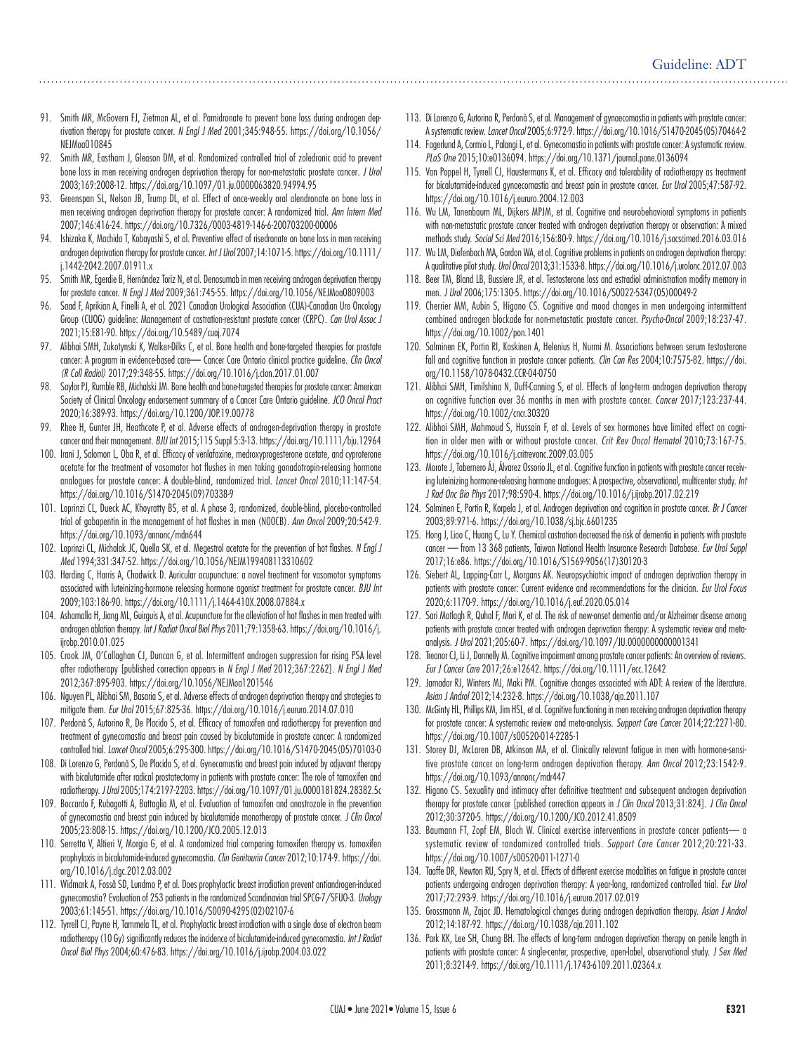91. Smith MR, McGovern FJ, Zietman AL, et al. Pamidronate to prevent bone loss during androgen deprivation therapy for prostate cancer. *N Engl J Med* 2001;345:948-55. https://doi.org/10.1056/NEJMoa010845
92. Smith MR, Eastham J, Gleason DM, et al. Randomized controlled trial of zoledronic acid to prevent bone loss in men receiving androgen deprivation therapy for non-metastatic prostate cancer. *J Urol* 2003;169:2008-12. https://doi.org/10.1097/01.ju.0000063820.94994.95
93. Greenspan SL, Nelson JB, Trump DL, et al. Effect of once-weekly oral alendronate on bone loss in men receiving androgen deprivation therapy for prostate cancer: A randomized trial. *Ann Intern Med* 2007;146:416-24. https://doi.org/10.7326/0003-4819-146-6-200703200-00006
94. Ishizaka K, Machida T, Kobayashi S, et al. Preventive effect of risedronate on bone loss in men receiving androgen deprivation therapy for prostate cancer. *Int J Urol* 2007;14:1071-5. https://doi.org/10.1111/j.1442-2042.2007.01911.x
95. Smith MR, Egerdie B, Hernández Toriz N, et al. Denosumab in men receiving androgen deprivation therapy for prostate cancer. *N Engl J Med* 2009;361:745-55. https://doi.org/10.1056/NEJMoa0809003
96. Saad F, Aprikian A, Finelli A, et al. 2021 Canadian Urological Association (CUA)-Canadian Uro Oncology Group (CUOG) guideline: Management of castration-resistant prostate cancer (CRPC). *Can Urol Assoc J* 2021;15:E81-90. https://doi.org/10.5489/cuaj.7074
97. Alibhai SMH, Zukotynski K, Walker-Dilks C, et al. Bone health and bone-targeted therapies for prostate cancer: A program in evidence-based care— Cancer Care Ontario clinical practice guideline. *Clin Oncol (R Coll Radiol)* 2017;29:348-55. https://doi.org/10.1016/j.clon.2017.01.007
98. Saylor PJ, Rumble RB, Michalski JM. Bone health and bone-targeted therapies for prostate cancer: American Society of Clinical Oncology endorsement summary of a Cancer Care Ontario guideline. *JCO Oncol Pract* 2020;16:389-93. https://doi.org/10.1200/JOP.19.00778
99. Rhee H, Gunter JH, Heathcote P, et al. Adverse effects of androgen-deprivation therapy in prostate cancer and their management. *BJU Int* 2015;115 Suppl 5:3-13. https://doi.org/10.1111/bju.12964
100. Irani J, Salomon L, Oba R, et al. Efficacy of venlafaxine, medroxyprogesterone acetate, and cyproterone acetate for the treatment of vasomotor hot flushes in men taking gonadotropin-releasing hormone analogues for prostate cancer: A double-blind, randomized trial. *Lancet Oncol* 2010;11:147-54. https://doi.org/10.1016/S1470-2045(09)70338-9
101. Loprinzi CL, Dueck AC, Khoyratty BS, et al. A phase 3, randomized, double-blind, placebo-controlled trial of gabapentin in the management of hot flashes in men (N00CB). *Ann Oncol* 2009;20:542-9. https://doi.org/10.1093/annonc/mdn644
102. Loprinzi CL, Michalak JC, Quella SK, et al. Megestrol acetate for the prevention of hot flashes. *N Engl J Med* 1994;331:347-52. https://doi.org/10.1056/NEJM199408113310602
103. Harding C, Harris A, Chadwick D. Auricular acupuncture: a novel treatment for vasomotor symptoms associated with luteinizing-hormone releasing hormone agonist treatment for prostate cancer. *BJU Int* 2009;103:186-90. https://doi.org/10.1111/j.1464-410X.2008.07884.x
104. Ashamalla H, Jiang ML, Guirguis A, et al. Acupuncture for the alleviation of hot flashes in men treated with androgen ablation therapy. *Int J Radiat Oncol Biol Phys* 2011;79:1358-63. https://doi.org/10.1016/j.ijrobp.2010.01.025
105. Crook JM, O'Callaghan CJ, Duncan G, et al. Intermittent androgen suppression for rising PSA level after radiotherapy [published correction appears in *N Engl J Med* 2012;367:2262]. *N Engl J Med* 2012;367:895-903. https://doi.org/10.1056/NEJMoa1201546
106. Nguyen PL, Alibhai SM, Basaria S, et al. Adverse effects of androgen deprivation therapy and strategies to mitigate them. *Eur Urol* 2015;67:825-36. https://doi.org/10.1016/j.eururo.2014.07.010
107. Perdonà S, Autorino R, De Placido S, et al. Efficacy of tamoxifen and radiotherapy for prevention and treatment of gynecomastia and breast pain caused by bicalutamide in prostate cancer: A randomized controlled trial. *Lancet Oncol* 2005;6:295-300. https://doi.org/10.1016/S1470-2045(05)70103-0
108. Di Lorenzo G, Perdonà S, De Placido S, et al. Gynecomastia and breast pain induced by adjuvant therapy with bicalutamide after radical prostatectomy in patients with prostate cancer: The role of tamoxifen and radiotherapy. *J Urol* 2005;174:2197-2203. https://doi.org/10.1097/01.ju.0000181824.28382.5c
109. Boccardo F, Rubagotti A, Battaglia M, et al. Evaluation of tamoxifen and anastrozole in the prevention of gynecomastia and breast pain induced by bicalutamide monotherapy of prostate cancer. *J Clin Oncol* 2005;23:808-15. https://doi.org/10.1200/JCO.2005.12.013
110. Serretta V, Altieri V, Morgia G, et al. A randomized trial comparing tamoxifen therapy vs. tamoxifen prophylaxis in bicalutamide-induced gynecomastia. *Clin Genitourin Cancer* 2012;10:174-9. https://doi.org/10.1016/j.clgc.2012.03.002
111. Widmark A, Fosså SD, Lundmo P, et al. Does prophylactic breast irradiation prevent antiandrogen-induced gynecomastia? Evaluation of 253 patients in the randomized Scandinavian trial SPCG-7/SFUO-3. *Urology* 2003;61:145-51. https://doi.org/10.1016/S0090-4295(02)02107-6
112. Tyrrell CJ, Payne H, Tammela TL, et al. Prophylactic breast irradiation with a single dose of electron beam radiotherapy (10 Gy) significantly reduces the incidence of bicalutamide-induced gynecomastia. *Int J Radiat Oncol Biol Phys* 2004;60:476-83. https://doi.org/10.1016/j.ijrobp.2004.03.022
113. Di Lorenzo G, Autorino R, Perdonà S, et al. Management of gynaecomastia in patients with prostate cancer: A systematic review. *Lancet Oncol* 2005;6:972-9. https://doi.org/10.1016/S1470-2045(05)70464-2
114. Fagerlund A, Cormio L, Palangi L, et al. Gynecomastia in patients with prostate cancer: A systematic review. *PLoS One* 2015;10:e0136094. https://doi.org/10.1371/journal.pone.0136094
115. Van Poppel H, Tyrrell CJ, Haustermans K, et al. Efficacy and tolerability of radiotherapy as treatment for bicalutamide-induced gynaecomastia and breast pain in prostate cancer. *Eur Urol* 2005;47:587-92. https://doi.org/10.1016/j.eururo.2004.12.003
116. Wu LM, Tanenbaum ML, Dijkers MPJM, et al. Cognitive and neurobehavioral symptoms in patients with non-metastatic prostate cancer treated with androgen deprivation therapy or observation: A mixed methods study. *Social Sci Med* 2016;156:80-9. https://doi.org/10.1016/j.socscimed.2016.03.016
117. Wu LM, Diefenbach MA, Gordon WA, et al. Cognitive problems in patients on androgen deprivation therapy: A qualitative pilot study. *Urol Oncol* 2013;31:1533-8. https://doi.org/10.1016/j.urolonc.2012.07.003
118. Beer TM, Bland LB, Bussiere JR, et al. Testosterone loss and estradiol administration modify memory in men. *J Urol* 2006;175:130-5. https://doi.org/10.1016/S0022-5347(05)00049-2
119. Cherrier MM, Aubin S, Higano CS. Cognitive and mood changes in men undergoing intermittent combined androgen blockade for non-metastatic prostate cancer. *Psycho-Oncol* 2009;18:237-47. https://doi.org/10.1002/pon.1401
120. Salminen EK, Portin RI, Koskinen A, Helenius H, Nurmi M. Associations between serum testosterone fall and cognitive function in prostate cancer patients. *Clin Can Res* 2004;10:7575-82. https://doi.org/10.1158/1078-0432.CCR-04-0750
121. Alibhai SMH, Timilshina N, Duff-Canning S, et al. Effects of long-term androgen deprivation therapy on cognitive function over 36 months in men with prostate cancer. *Cancer* 2017;123:237-44. https://doi.org/10.1002/cncr.30320
122. Alibhai SMH, Mahmoud S, Hussain F, et al. Levels of sex hormones have limited effect on cognition in older men with or without prostate cancer. *Crit Rev Oncol Hematol* 2010;73:167-75. https://doi.org/10.1016/j.critrevonc.2009.03.005
123. Morote J, Tabernero ÁJ, Álvarez Ossorio JL, et al. Cognitive function in patients with prostate cancer receiving luteinizing hormone-releasing hormone analogues: A prospective, observational, multicenter study. *Int J Rad Onc Bio Phys* 2017;98:590-4. https://doi.org/10.1016/j.ijrobp.2017.02.219
124. Salminen E, Portin R, Korpela J, et al. Androgen deprivation and cognition in prostate cancer. *Br J Cancer* 2003;89:971-6. https://doi.org/10.1038/sj.bjc.6601235
125. Hong J, Liao C, Huang C, Lu Y. Chemical castration decreased the risk of dementia in patients with prostate cancer — from 13 368 patients, Taiwan National Health Insurance Research Database. *Eur Urol Suppl* 2017;16:e86. https://doi.org/10.1016/S1569-9056(17)30120-3
126. Siebert AL, Lapping-Carr L, Morgans AK. Neuropsychiatric impact of androgen deprivation therapy in patients with prostate cancer: Current evidence and recommendations for the clinician. *Eur Urol Focus* 2020;6:1170-9. https://doi.org/10.1016/j.euf.2020.05.014
127. Sari Motlagh R, Quhal F, Mori K, et al. The risk of new-onset dementia and/or Alzheimer disease among patients with prostate cancer treated with androgen deprivation therapy: A systematic review and meta-analysis. *J Urol* 2021;205:60-7. https://doi.org/10.1097/JU.0000000000001341
128. Treanor CJ, Li J, Donnelly M. Cognitive impairment among prostate cancer patients: An overview of reviews. *Eur J Cancer Care* 2017;26:e12642. https://doi.org/10.1111/ecc.12642
129. Jamadar RJ, Winters MJ, Maki PM. Cognitive changes associated with ADT: A review of the literature. *Asian J Androl* 2012;14:232-8. https://doi.org/10.1038/aja.2011.107
130. McGinty HL, Phillips KM, Jim HSL, et al. Cognitive functioning in men receiving androgen deprivation therapy for prostate cancer: A systematic review and meta-analysis. *Support Care Cancer* 2014;22:2271-80. https://doi.org/10.1007/s00520-014-2285-1
131. Storey DJ, McLaren DB, Atkinson MA, et al. Clinically relevant fatigue in men with hormone-sensitive prostate cancer on long-term androgen deprivation therapy. *Ann Oncol* 2012;23:1542-9. https://doi.org/10.1093/annonc/mdr447
132. Higano CS. Sexuality and intimacy after definitive treatment and subsequent androgen deprivation therapy for prostate cancer [published correction appears in *J Clin Oncol* 2013;31:824]. *J Clin Oncol* 2012;30:3720-5. https://doi.org/10.1200/JCO.2012.41.8509
133. Baumann FT, Zopf EM, Bloch W. Clinical exercise interventions in prostate cancer patients— a systematic review of randomized controlled trials. *Support Care Cancer* 2012;20:221-33. https://doi.org/10.1007/s00520-011-1271-0
134. Taaffe DR, Newton RU, Spry N, et al. Effects of different exercise modalities on fatigue in prostate cancer patients undergoing androgen deprivation therapy: A year-long, randomized controlled trial. *Eur Urol* 2017;72:293-9. https://doi.org/10.1016/j.eururo.2017.02.019
135. Grossmann M, Zajac JD. Hematological changes during androgen deprivation therapy. *Asian J Androl* 2012;14:187-92. https://doi.org/10.1038/aja.2011.102
136. Park KK, Lee SH, Chung BH. The effects of long-term androgen deprivation therapy on penile length in patients with prostate cancer: A single-center, prospective, open-label, observational study. *J Sex Med* 2011;8:3214-9. https://doi.org/10.1111/j.1743-6109.2011.02364.x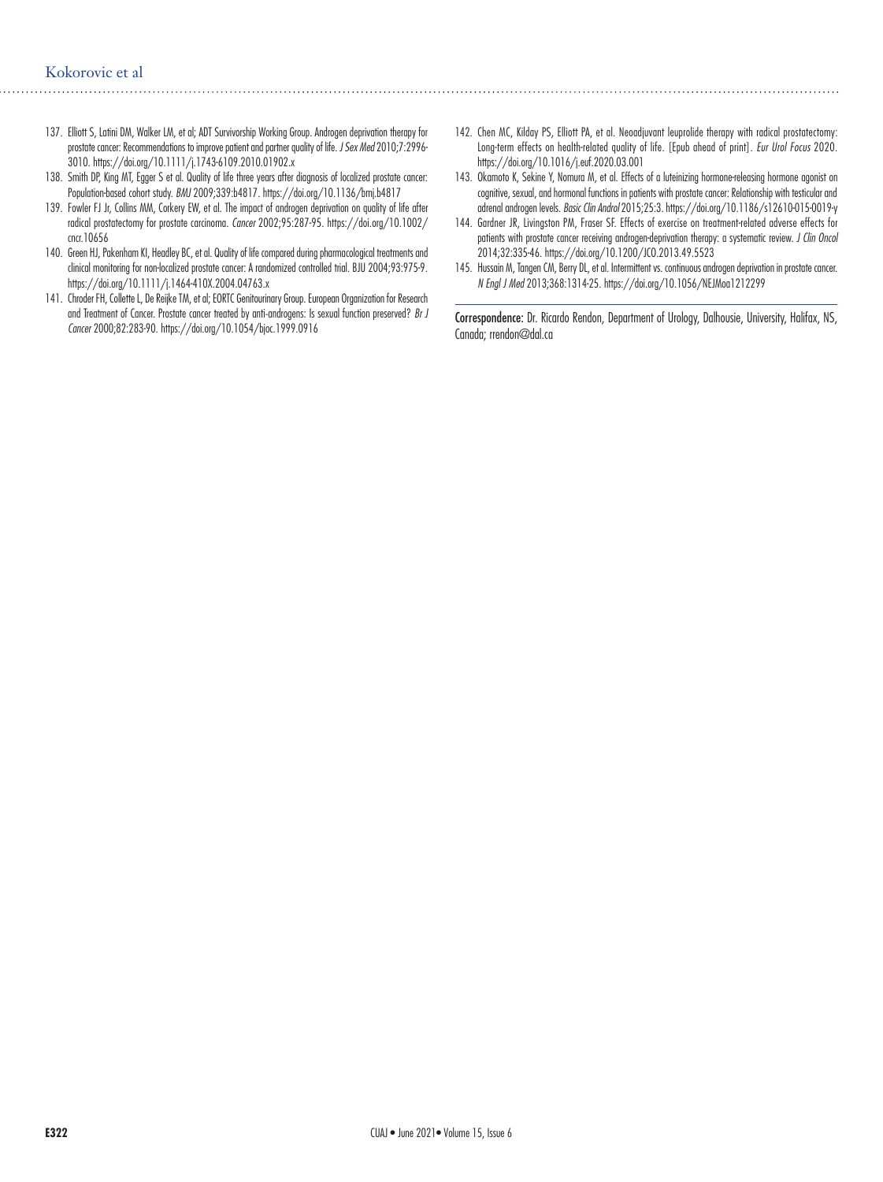137. Elliott S, Latini DM, Walker LM, et al; ADT Survivorship Working Group. Androgen deprivation therapy for prostate cancer: Recommendations to improve patient and partner quality of life. *J Sex Med* 2010;7:2996-3010. https://doi.org/10.1111/j.1743-6109.2010.01902.x
138. Smith DP, King MT, Egger S et al. Quality of life three years after diagnosis of localized prostate cancer: Population-based cohort study. *BMJ* 2009;339:b4817. https://doi.org/10.1136/bmj.b4817
139. Fowler FJ Jr, Collins MM, Corkery EW, et al. The impact of androgen deprivation on quality of life after radical prostatectomy for prostate carcinoma. *Cancer* 2002;95:287-95. https://doi.org/10.1002/cncr.10656
140. Green HJ, Pakenham KI, Headley BC, et al. Quality of life compared during pharmacological treatments and clinical monitoring for non-localized prostate cancer: A randomized controlled trial. BJU 2004;93:975-9. https://doi.org/10.1111/j.1464-410X.2004.04763.x
141. Chroder FH, Collette L, De Reijke TM, et al; EORTC Genitourinary Group. European Organization for Research and Treatment of Cancer. Prostate cancer treated by anti-androgens: Is sexual function preserved? *Br J Cancer* 2000;82:283-90. https://doi.org/10.1054/bjoc.1999.0916
142. Chen MC, Kilday PS, Elliott PA, et al. Neoadjuvant leuprolide therapy with radical prostatectomy: Long-term effects on health-related quality of life. [Epub ahead of print]. *Eur Urol Focus* 2020. https://doi.org/10.1016/j.euf.2020.03.001
143. Okamoto K, Sekine Y, Nomura M, et al. Effects of a luteinizing hormone-releasing hormone agonist on cognitive, sexual, and hormonal functions in patients with prostate cancer: Relationship with testicular and adrenal androgen levels. *Basic Clin Androl* 2015;25:3. https://doi.org/10.1186/s12610-015-0019-y
144. Gardner JR, Livingston PM, Fraser SF. Effects of exercise on treatment-related adverse effects for patients with prostate cancer receiving androgen-deprivation therapy: a systematic review. *J Clin Oncol* 2014;32:335-46. https://doi.org/10.1200/JCO.2013.49.5523
145. Hussain M, Tangen CM, Berry DL, et al. Intermittent vs. continuous androgen deprivation in prostate cancer. *N Engl J Med* 2013;368:1314-25. https://doi.org/10.1056/NEJMoa1212299

**Correspondence:** Dr. Ricardo Rendon, Department of Urology, Dalhousie, University, Halifax, NS, Canada; rrendon@dal.ca